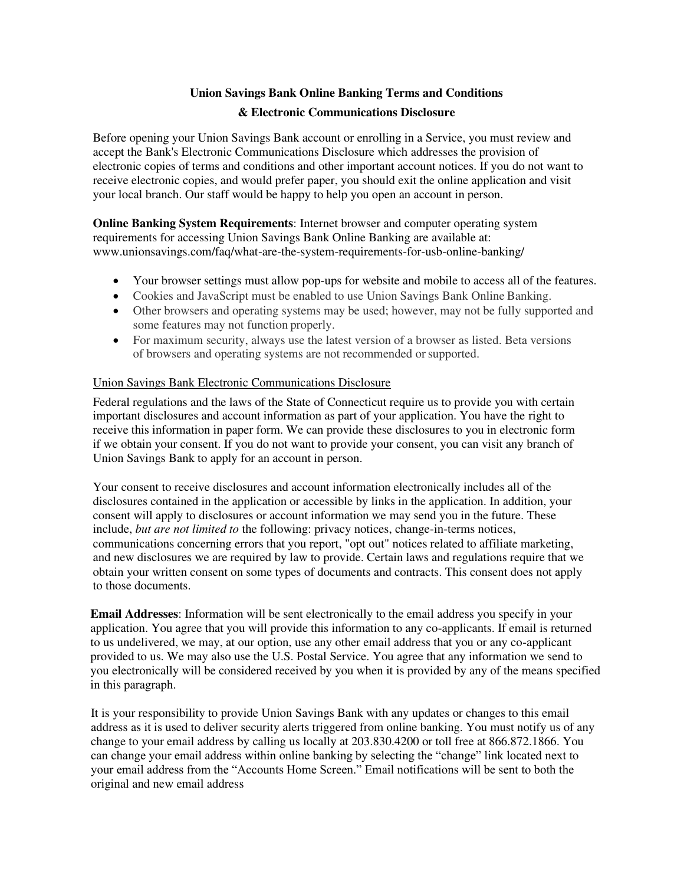# Union Savings Bank Online Banking Terms and Conditions
# & Electronic Communications Disclosure

Before opening your Union Savings Bank account or enrolling in a Service, you must review and accept the Bank's Electronic Communications Disclosure which addresses the provision of electronic copies of terms and conditions and other important account notices. If you do not want to receive electronic copies, and would prefer paper, you should exit the online application and visit your local branch. Our staff would be happy to help you open an account in person.

**Online Banking System Requirements**: Internet browser and computer operating system requirements for accessing Union Savings Bank Online Banking are available at: www.unionsavings.com/faq/what-are-the-system-requirements-for-usb-online-banking/

- Your browser settings must allow pop-ups for website and mobile to access all of the features.
- Cookies and JavaScript must be enabled to use Union Savings Bank Online Banking.
- Other browsers and operating systems may be used; however, may not be fully supported and some features may not function properly.
- For maximum security, always use the latest version of a browser as listed. Beta versions of browsers and operating systems are not recommended or supported.

<u>Union Savings Bank Electronic Communications Disclosure</u>

Federal regulations and the laws of the State of Connecticut require us to provide you with certain important disclosures and account information as part of your application. You have the right to receive this information in paper form. We can provide these disclosures to you in electronic form if we obtain your consent. If you do not want to provide your consent, you can visit any branch of Union Savings Bank to apply for an account in person.

Your consent to receive disclosures and account information electronically includes all of the disclosures contained in the application or accessible by links in the application. In addition, your consent will apply to disclosures or account information we may send you in the future. These include, *but are not limited to* the following: privacy notices, change-in-terms notices, communications concerning errors that you report, "opt out" notices related to affiliate marketing, and new disclosures we are required by law to provide. Certain laws and regulations require that we obtain your written consent on some types of documents and contracts. This consent does not apply to those documents.

**Email Addresses**: Information will be sent electronically to the email address you specify in your application. You agree that you will provide this information to any co-applicants. If email is returned to us undelivered, we may, at our option, use any other email address that you or any co-applicant provided to us. We may also use the U.S. Postal Service. You agree that any information we send to you electronically will be considered received by you when it is provided by any of the means specified in this paragraph.

It is your responsibility to provide Union Savings Bank with any updates or changes to this email address as it is used to deliver security alerts triggered from online banking. You must notify us of any change to your email address by calling us locally at 203.830.4200 or toll free at 866.872.1866. You can change your email address within online banking by selecting the "change" link located next to your email address from the "Accounts Home Screen." Email notifications will be sent to both the original and new email address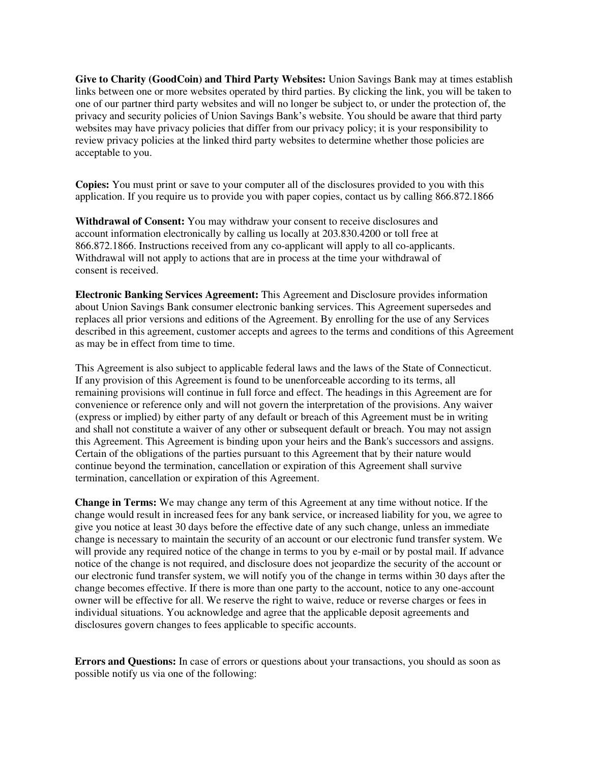**Give to Charity (GoodCoin) and Third Party Websites:** Union Savings Bank may at times establish links between one or more websites operated by third parties. By clicking the link, you will be taken to one of our partner third party websites and will no longer be subject to, or under the protection of, the privacy and security policies of Union Savings Bank's website. You should be aware that third party websites may have privacy policies that differ from our privacy policy; it is your responsibility to review privacy policies at the linked third party websites to determine whether those policies are acceptable to you.

**Copies:** You must print or save to your computer all of the disclosures provided to you with this application. If you require us to provide you with paper copies, contact us by calling 866.872.1866

**Withdrawal of Consent:** You may withdraw your consent to receive disclosures and account information electronically by calling us locally at 203.830.4200 or toll free at 866.872.1866. Instructions received from any co-applicant will apply to all co-applicants. Withdrawal will not apply to actions that are in process at the time your withdrawal of consent is received.

**Electronic Banking Services Agreement:** This Agreement and Disclosure provides information about Union Savings Bank consumer electronic banking services. This Agreement supersedes and replaces all prior versions and editions of the Agreement. By enrolling for the use of any Services described in this agreement, customer accepts and agrees to the terms and conditions of this Agreement as may be in effect from time to time.

This Agreement is also subject to applicable federal laws and the laws of the State of Connecticut. If any provision of this Agreement is found to be unenforceable according to its terms, all remaining provisions will continue in full force and effect. The headings in this Agreement are for convenience or reference only and will not govern the interpretation of the provisions. Any waiver (express or implied) by either party of any default or breach of this Agreement must be in writing and shall not constitute a waiver of any other or subsequent default or breach. You may not assign this Agreement. This Agreement is binding upon your heirs and the Bank's successors and assigns. Certain of the obligations of the parties pursuant to this Agreement that by their nature would continue beyond the termination, cancellation or expiration of this Agreement shall survive termination, cancellation or expiration of this Agreement.

**Change in Terms:** We may change any term of this Agreement at any time without notice. If the change would result in increased fees for any bank service, or increased liability for you, we agree to give you notice at least 30 days before the effective date of any such change, unless an immediate change is necessary to maintain the security of an account or our electronic fund transfer system. We will provide any required notice of the change in terms to you by e-mail or by postal mail. If advance notice of the change is not required, and disclosure does not jeopardize the security of the account or our electronic fund transfer system, we will notify you of the change in terms within 30 days after the change becomes effective. If there is more than one party to the account, notice to any one-account owner will be effective for all. We reserve the right to waive, reduce or reverse charges or fees in individual situations. You acknowledge and agree that the applicable deposit agreements and disclosures govern changes to fees applicable to specific accounts.

**Errors and Questions:** In case of errors or questions about your transactions, you should as soon as possible notify us via one of the following: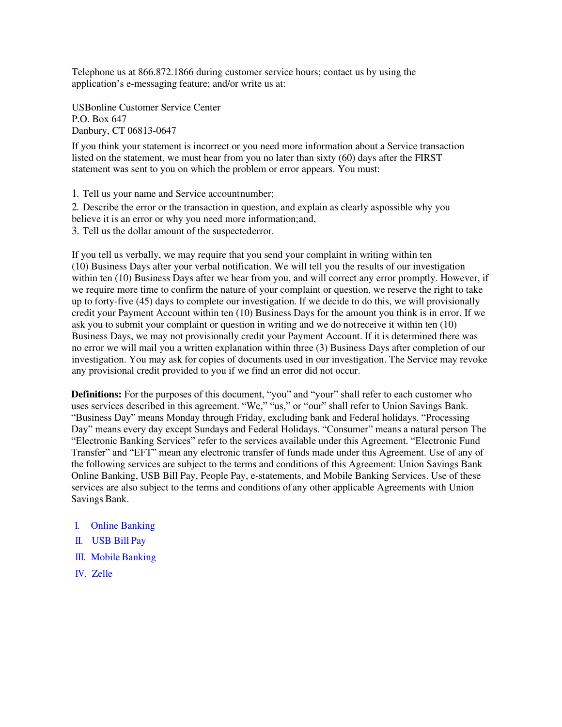Telephone us at 866.872.1866 during customer service hours; contact us by using the application's e-messaging feature; and/or write us at:

USBonline Customer Service Center
P.O. Box 647
Danbury, CT 06813-0647

If you think your statement is incorrect or you need more information about a Service transaction listed on the statement, we must hear from you no later than sixty (60) days after the FIRST statement was sent to you on which the problem or error appears. You must:

1. Tell us your name and Service accountnumber;
2. Describe the error or the transaction in question, and explain as clearly aspossible why you believe it is an error or why you need more information;and,
3. Tell us the dollar amount of the suspectederror.

If you tell us verbally, we may require that you send your complaint in writing within ten (10) Business Days after your verbal notification. We will tell you the results of our investigation within ten (10) Business Days after we hear from you, and will correct any error promptly. However, if we require more time to confirm the nature of your complaint or question, we reserve the right to take up to forty-five (45) days to complete our investigation. If we decide to do this, we will provisionally credit your Payment Account within ten (10) Business Days for the amount you think is in error. If we ask you to submit your complaint or question in writing and we do notreceive it within ten (10) Business Days, we may not provisionally credit your Payment Account. If it is determined there was no error we will mail you a written explanation within three (3) Business Days after completion of our investigation. You may ask for copies of documents used in our investigation. The Service may revoke any provisional credit provided to you if we find an error did not occur.

**Definitions:** For the purposes of this document, "you" and "your" shall refer to each customer who uses services described in this agreement. "We," "us," or "our" shall refer to Union Savings Bank. "Business Day" means Monday through Friday, excluding bank and Federal holidays. "Processing Day" means every day except Sundays and Federal Holidays. "Consumer" means a natural person The "Electronic Banking Services" refer to the services available under this Agreement. "Electronic Fund Transfer" and "EFT" mean any electronic transfer of funds made under this Agreement. Use of any of the following services are subject to the terms and conditions of this Agreement: Union Savings Bank Online Banking, USB Bill Pay, People Pay, e-statements, and Mobile Banking Services. Use of these services are also subject to the terms and conditions of any other applicable Agreements with Union Savings Bank.

I. Online Banking
II. USB Bill Pay
III. Mobile Banking
IV. Zelle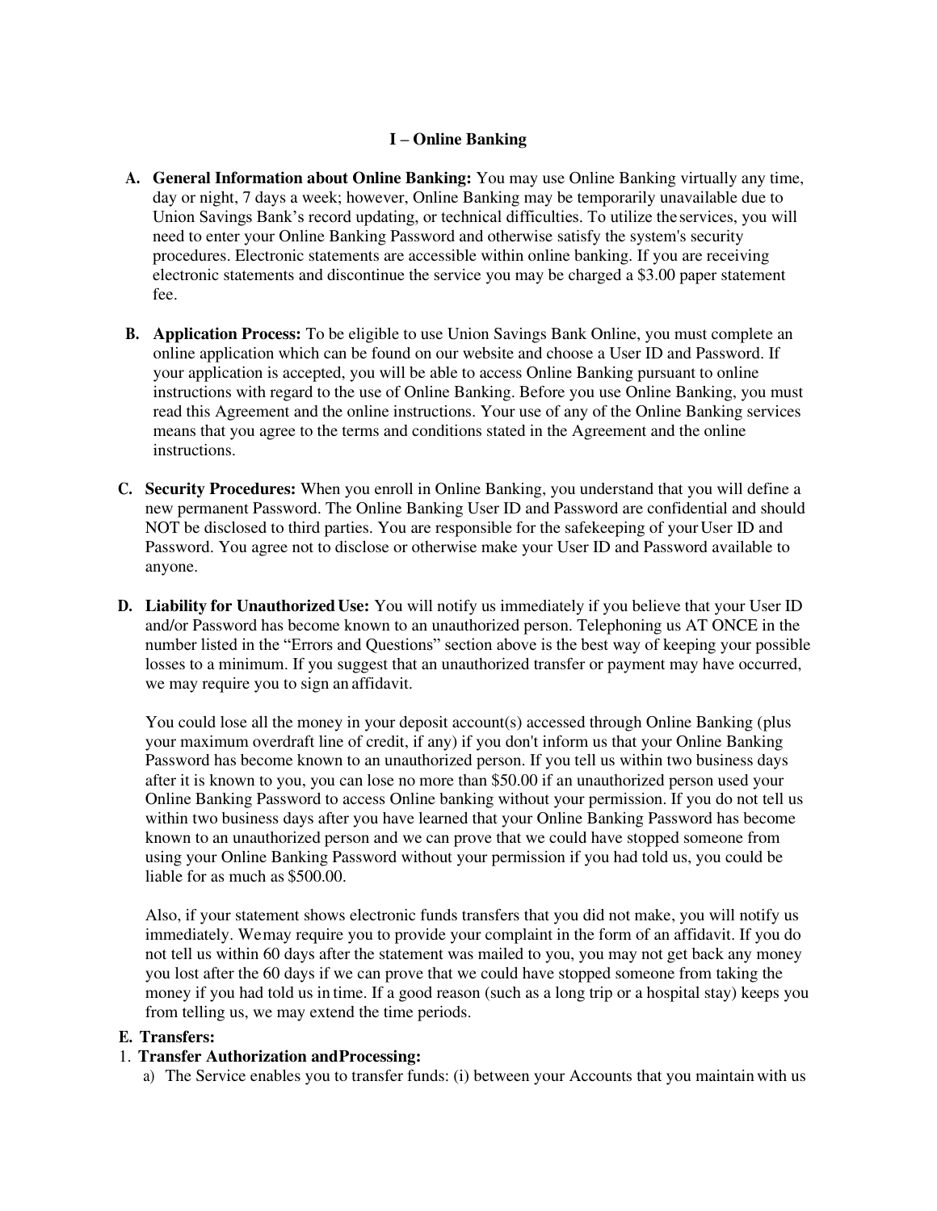## I – Online Banking

A. **General Information about Online Banking:** You may use Online Banking virtually any time, day or night, 7 days a week; however, Online Banking may be temporarily unavailable due to Union Savings Bank's record updating, or technical difficulties. To utilize the services, you will need to enter your Online Banking Password and otherwise satisfy the system's security procedures. Electronic statements are accessible within online banking. If you are receiving electronic statements and discontinue the service you may be charged a $3.00 paper statement fee.

B. **Application Process:** To be eligible to use Union Savings Bank Online, you must complete an online application which can be found on our website and choose a User ID and Password. If your application is accepted, you will be able to access Online Banking pursuant to online instructions with regard to the use of Online Banking. Before you use Online Banking, you must read this Agreement and the online instructions. Your use of any of the Online Banking services means that you agree to the terms and conditions stated in the Agreement and the online instructions.

C. **Security Procedures:** When you enroll in Online Banking, you understand that you will define a new permanent Password. The Online Banking User ID and Password are confidential and should NOT be disclosed to third parties. You are responsible for the safekeeping of your User ID and Password. You agree not to disclose or otherwise make your User ID and Password available to anyone.

D. **Liability for Unauthorized Use:** You will notify us immediately if you believe that your User ID and/or Password has become known to an unauthorized person. Telephoning us AT ONCE in the number listed in the "Errors and Questions" section above is the best way of keeping your possible losses to a minimum. If you suggest that an unauthorized transfer or payment may have occurred, we may require you to sign an affidavit.

   You could lose all the money in your deposit account(s) accessed through Online Banking (plus your maximum overdraft line of credit, if any) if you don't inform us that your Online Banking Password has become known to an unauthorized person. If you tell us within two business days after it is known to you, you can lose no more than $50.00 if an unauthorized person used your Online Banking Password to access Online banking without your permission. If you do not tell us within two business days after you have learned that your Online Banking Password has become known to an unauthorized person and we can prove that we could have stopped someone from using your Online Banking Password without your permission if you had told us, you could be liable for as much as $500.00.

   Also, if your statement shows electronic funds transfers that you did not make, you will notify us immediately. We may require you to provide your complaint in the form of an affidavit. If you do not tell us within 60 days after the statement was mailed to you, you may not get back any money you lost after the 60 days if we can prove that we could have stopped someone from taking the money if you had told us in time. If a good reason (such as a long trip or a hospital stay) keeps you from telling us, we may extend the time periods.

E. **Transfers:**

1. **Transfer Authorization and Processing:**
   a) The Service enables you to transfer funds: (i) between your Accounts that you maintain with us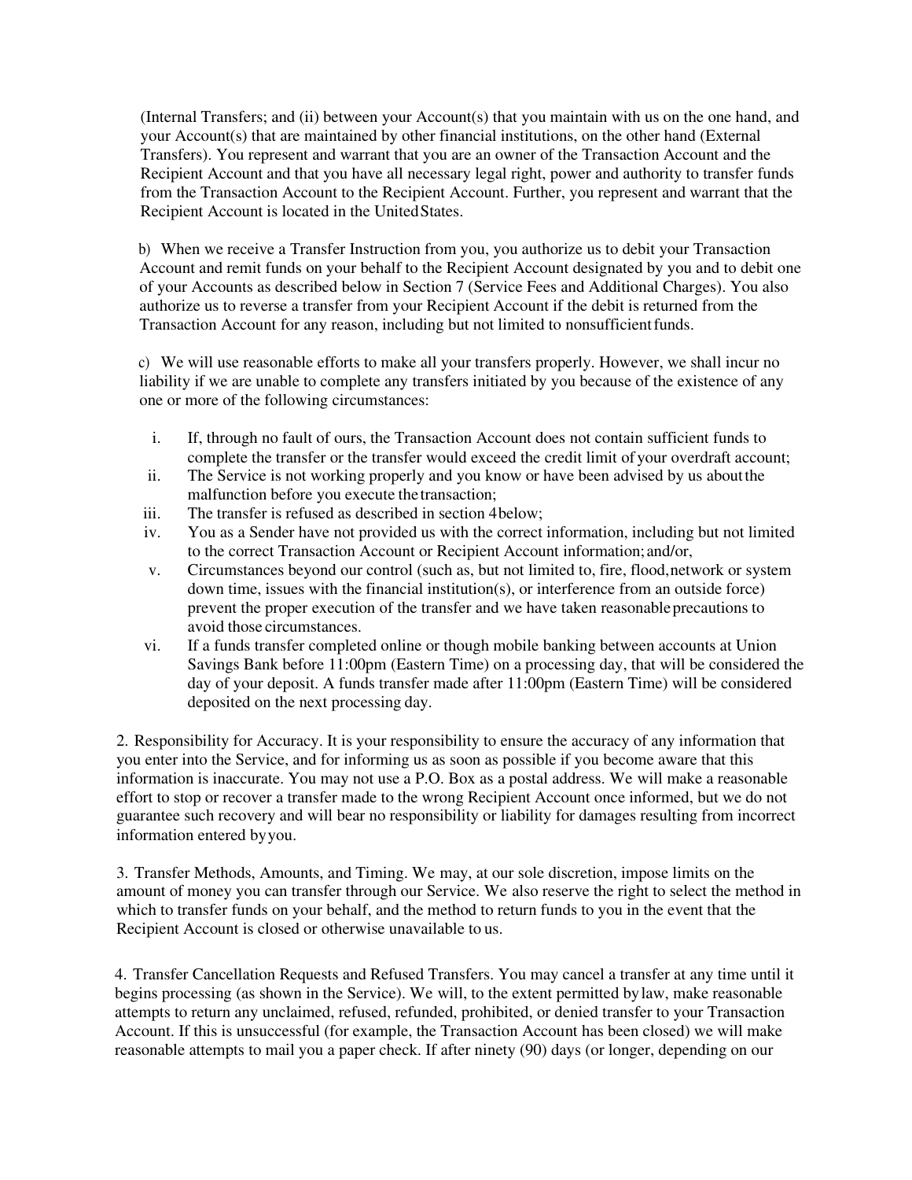(Internal Transfers; and (ii) between your Account(s) that you maintain with us on the one hand, and your Account(s) that are maintained by other financial institutions, on the other hand (External Transfers). You represent and warrant that you are an owner of the Transaction Account and the Recipient Account and that you have all necessary legal right, power and authority to transfer funds from the Transaction Account to the Recipient Account. Further, you represent and warrant that the Recipient Account is located in the United States.

b) When we receive a Transfer Instruction from you, you authorize us to debit your Transaction Account and remit funds on your behalf to the Recipient Account designated by you and to debit one of your Accounts as described below in Section 7 (Service Fees and Additional Charges). You also authorize us to reverse a transfer from your Recipient Account if the debit is returned from the Transaction Account for any reason, including but not limited to nonsufficient funds.

c) We will use reasonable efforts to make all your transfers properly. However, we shall incur no liability if we are unable to complete any transfers initiated by you because of the existence of any one or more of the following circumstances:

i. If, through no fault of ours, the Transaction Account does not contain sufficient funds to complete the transfer or the transfer would exceed the credit limit of your overdraft account;

ii. The Service is not working properly and you know or have been advised by us about the malfunction before you execute the transaction;

iii. The transfer is refused as described in section 4 below;

iv. You as a Sender have not provided us with the correct information, including but not limited to the correct Transaction Account or Recipient Account information; and/or,

v. Circumstances beyond our control (such as, but not limited to, fire, flood, network or system down time, issues with the financial institution(s), or interference from an outside force) prevent the proper execution of the transfer and we have taken reasonable precautions to avoid those circumstances.

vi. If a funds transfer completed online or though mobile banking between accounts at Union Savings Bank before 11:00pm (Eastern Time) on a processing day, that will be considered the day of your deposit. A funds transfer made after 11:00pm (Eastern Time) will be considered deposited on the next processing day.

2. Responsibility for Accuracy. It is your responsibility to ensure the accuracy of any information that you enter into the Service, and for informing us as soon as possible if you become aware that this information is inaccurate. You may not use a P.O. Box as a postal address. We will make a reasonable effort to stop or recover a transfer made to the wrong Recipient Account once informed, but we do not guarantee such recovery and will bear no responsibility or liability for damages resulting from incorrect information entered by you.

3. Transfer Methods, Amounts, and Timing. We may, at our sole discretion, impose limits on the amount of money you can transfer through our Service. We also reserve the right to select the method in which to transfer funds on your behalf, and the method to return funds to you in the event that the Recipient Account is closed or otherwise unavailable to us.

4. Transfer Cancellation Requests and Refused Transfers. You may cancel a transfer at any time until it begins processing (as shown in the Service). We will, to the extent permitted by law, make reasonable attempts to return any unclaimed, refused, refunded, prohibited, or denied transfer to your Transaction Account. If this is unsuccessful (for example, the Transaction Account has been closed) we will make reasonable attempts to mail you a paper check. If after ninety (90) days (or longer, depending on our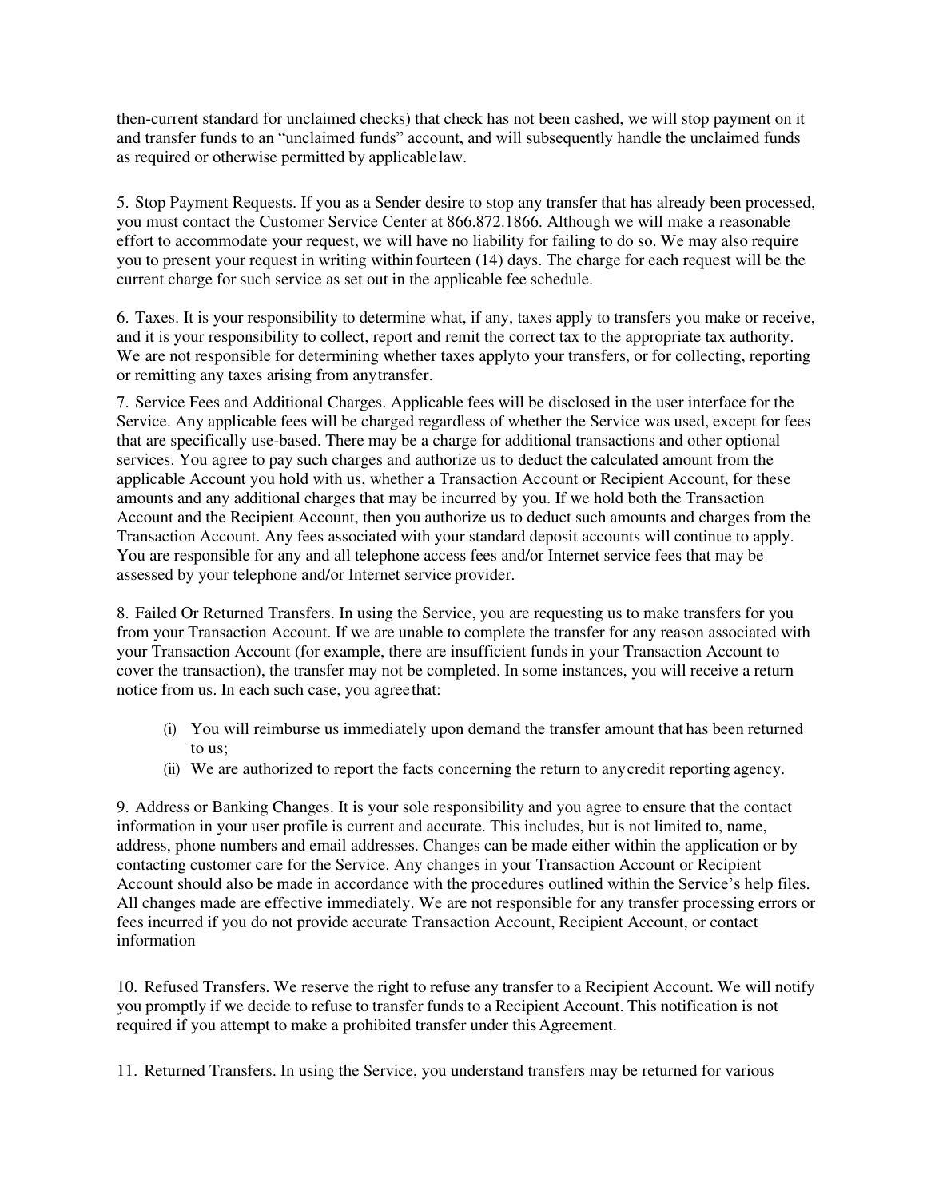then-current standard for unclaimed checks) that check has not been cashed, we will stop payment on it and transfer funds to an "unclaimed funds" account, and will subsequently handle the unclaimed funds as required or otherwise permitted by applicable law.

5. Stop Payment Requests. If you as a Sender desire to stop any transfer that has already been processed, you must contact the Customer Service Center at 866.872.1866. Although we will make a reasonable effort to accommodate your request, we will have no liability for failing to do so. We may also require you to present your request in writing within fourteen (14) days. The charge for each request will be the current charge for such service as set out in the applicable fee schedule.

6. Taxes. It is your responsibility to determine what, if any, taxes apply to transfers you make or receive, and it is your responsibility to collect, report and remit the correct tax to the appropriate tax authority. We are not responsible for determining whether taxes apply to your transfers, or for collecting, reporting or remitting any taxes arising from any transfer.

7. Service Fees and Additional Charges. Applicable fees will be disclosed in the user interface for the Service. Any applicable fees will be charged regardless of whether the Service was used, except for fees that are specifically use-based. There may be a charge for additional transactions and other optional services. You agree to pay such charges and authorize us to deduct the calculated amount from the applicable Account you hold with us, whether a Transaction Account or Recipient Account, for these amounts and any additional charges that may be incurred by you. If we hold both the Transaction Account and the Recipient Account, then you authorize us to deduct such amounts and charges from the Transaction Account. Any fees associated with your standard deposit accounts will continue to apply. You are responsible for any and all telephone access fees and/or Internet service fees that may be assessed by your telephone and/or Internet service provider.

8. Failed Or Returned Transfers. In using the Service, you are requesting us to make transfers for you from your Transaction Account. If we are unable to complete the transfer for any reason associated with your Transaction Account (for example, there are insufficient funds in your Transaction Account to cover the transaction), the transfer may not be completed. In some instances, you will receive a return notice from us. In each such case, you agree that:

(i) You will reimburse us immediately upon demand the transfer amount that has been returned to us;
(ii) We are authorized to report the facts concerning the return to any credit reporting agency.

9. Address or Banking Changes. It is your sole responsibility and you agree to ensure that the contact information in your user profile is current and accurate. This includes, but is not limited to, name, address, phone numbers and email addresses. Changes can be made either within the application or by contacting customer care for the Service. Any changes in your Transaction Account or Recipient Account should also be made in accordance with the procedures outlined within the Service's help files. All changes made are effective immediately. We are not responsible for any transfer processing errors or fees incurred if you do not provide accurate Transaction Account, Recipient Account, or contact information

10. Refused Transfers. We reserve the right to refuse any transfer to a Recipient Account. We will notify you promptly if we decide to refuse to transfer funds to a Recipient Account. This notification is not required if you attempt to make a prohibited transfer under this Agreement.

11. Returned Transfers. In using the Service, you understand transfers may be returned for various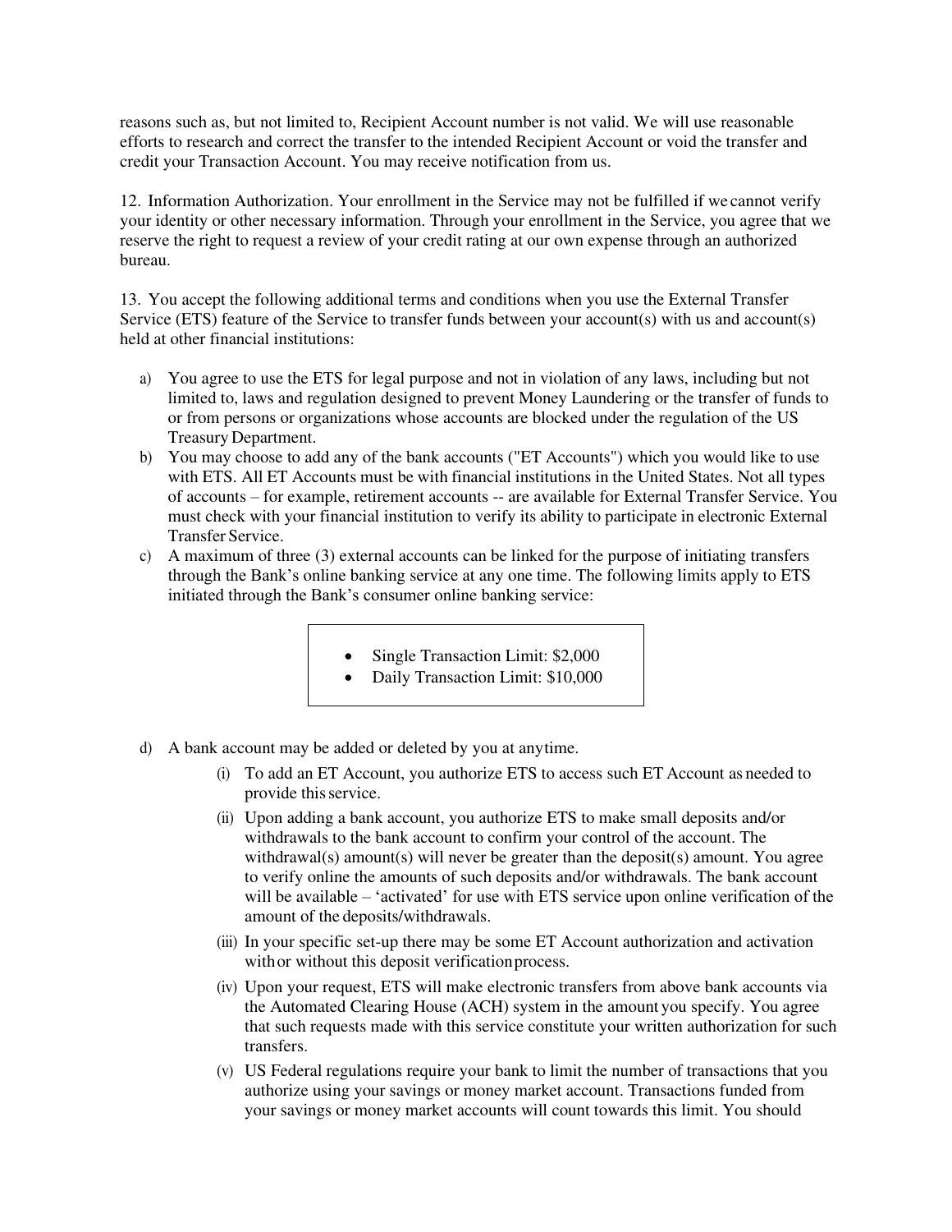reasons such as, but not limited to, Recipient Account number is not valid. We will use reasonable efforts to research and correct the transfer to the intended Recipient Account or void the transfer and credit your Transaction Account. You may receive notification from us.

12. Information Authorization. Your enrollment in the Service may not be fulfilled if we cannot verify your identity or other necessary information. Through your enrollment in the Service, you agree that we reserve the right to request a review of your credit rating at our own expense through an authorized bureau.

13. You accept the following additional terms and conditions when you use the External Transfer Service (ETS) feature of the Service to transfer funds between your account(s) with us and account(s) held at other financial institutions:

a) You agree to use the ETS for legal purpose and not in violation of any laws, including but not limited to, laws and regulation designed to prevent Money Laundering or the transfer of funds to or from persons or organizations whose accounts are blocked under the regulation of the US Treasury Department.

b) You may choose to add any of the bank accounts ("ET Accounts") which you would like to use with ETS. All ET Accounts must be with financial institutions in the United States. Not all types of accounts – for example, retirement accounts -- are available for External Transfer Service. You must check with your financial institution to verify its ability to participate in electronic External Transfer Service.

c) A maximum of three (3) external accounts can be linked for the purpose of initiating transfers through the Bank's online banking service at any one time. The following limits apply to ETS initiated through the Bank's consumer online banking service:

- Single Transaction Limit: $2,000
- Daily Transaction Limit: $10,000

d) A bank account may be added or deleted by you at anytime.

   (i) To add an ET Account, you authorize ETS to access such ET Account as needed to provide this service.

   (ii) Upon adding a bank account, you authorize ETS to make small deposits and/or withdrawals to the bank account to confirm your control of the account. The withdrawal(s) amount(s) will never be greater than the deposit(s) amount. You agree to verify online the amounts of such deposits and/or withdrawals. The bank account will be available – 'activated' for use with ETS service upon online verification of the amount of the deposits/withdrawals.

   (iii) In your specific set-up there may be some ET Account authorization and activation with or without this deposit verification process.

   (iv) Upon your request, ETS will make electronic transfers from above bank accounts via the Automated Clearing House (ACH) system in the amount you specify. You agree that such requests made with this service constitute your written authorization for such transfers.

   (v) US Federal regulations require your bank to limit the number of transactions that you authorize using your savings or money market account. Transactions funded from your savings or money market accounts will count towards this limit. You should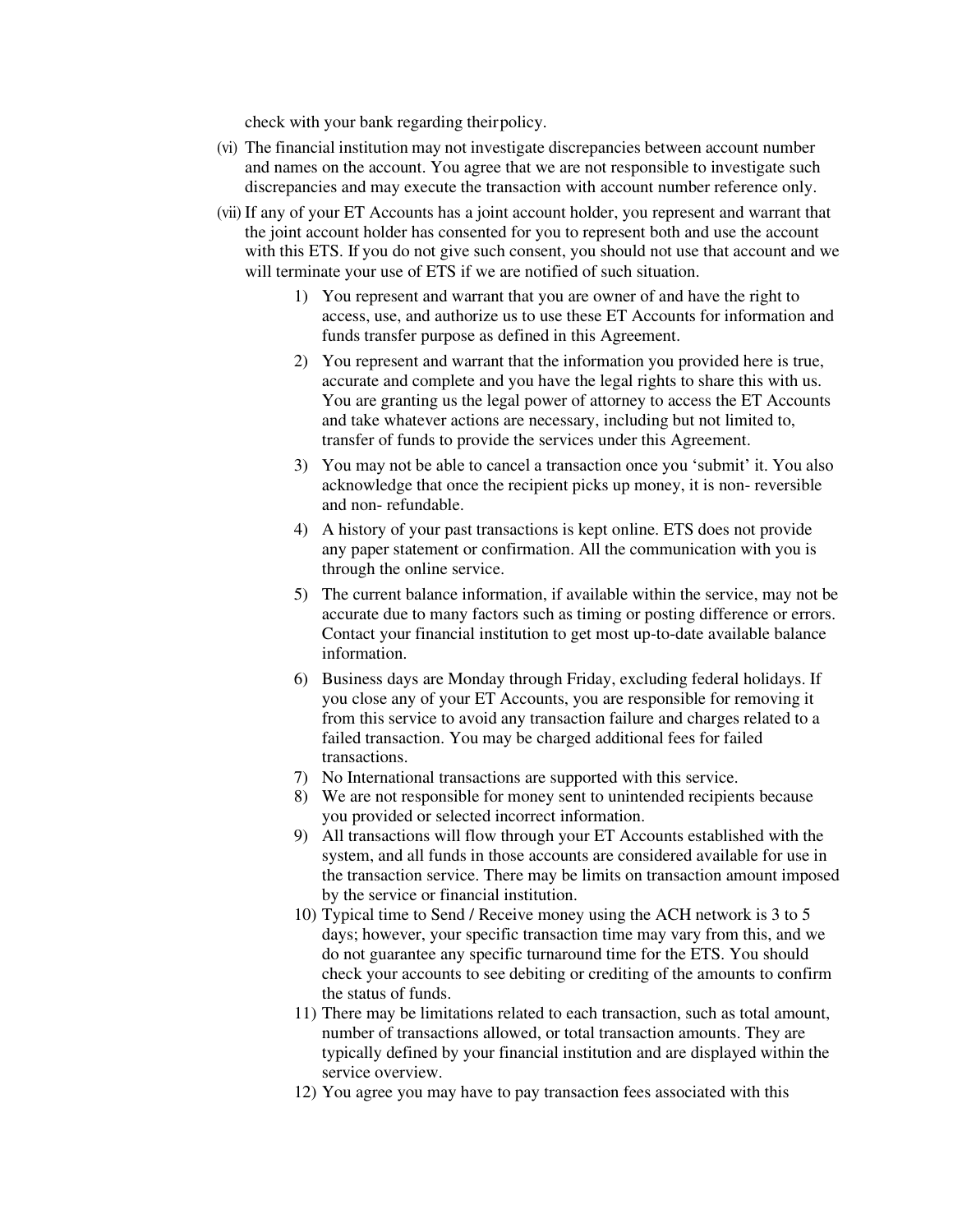check with your bank regarding theirpolicy.

(vi) The financial institution may not investigate discrepancies between account number and names on the account. You agree that we are not responsible to investigate such discrepancies and may execute the transaction with account number reference only.

(vii) If any of your ET Accounts has a joint account holder, you represent and warrant that the joint account holder has consented for you to represent both and use the account with this ETS. If you do not give such consent, you should not use that account and we will terminate your use of ETS if we are notified of such situation.

1) You represent and warrant that you are owner of and have the right to access, use, and authorize us to use these ET Accounts for information and funds transfer purpose as defined in this Agreement.
2) You represent and warrant that the information you provided here is true, accurate and complete and you have the legal rights to share this with us. You are granting us the legal power of attorney to access the ET Accounts and take whatever actions are necessary, including but not limited to, transfer of funds to provide the services under this Agreement.
3) You may not be able to cancel a transaction once you 'submit' it. You also acknowledge that once the recipient picks up money, it is non- reversible and non- refundable.
4) A history of your past transactions is kept online. ETS does not provide any paper statement or confirmation. All the communication with you is through the online service.
5) The current balance information, if available within the service, may not be accurate due to many factors such as timing or posting difference or errors. Contact your financial institution to get most up-to-date available balance information.
6) Business days are Monday through Friday, excluding federal holidays. If you close any of your ET Accounts, you are responsible for removing it from this service to avoid any transaction failure and charges related to a failed transaction. You may be charged additional fees for failed transactions.
7) No International transactions are supported with this service.
8) We are not responsible for money sent to unintended recipients because you provided or selected incorrect information.
9) All transactions will flow through your ET Accounts established with the system, and all funds in those accounts are considered available for use in the transaction service. There may be limits on transaction amount imposed by the service or financial institution.
10) Typical time to Send / Receive money using the ACH network is 3 to 5 days; however, your specific transaction time may vary from this, and we do not guarantee any specific turnaround time for the ETS. You should check your accounts to see debiting or crediting of the amounts to confirm the status of funds.
11) There may be limitations related to each transaction, such as total amount, number of transactions allowed, or total transaction amounts. They are typically defined by your financial institution and are displayed within the service overview.
12) You agree you may have to pay transaction fees associated with this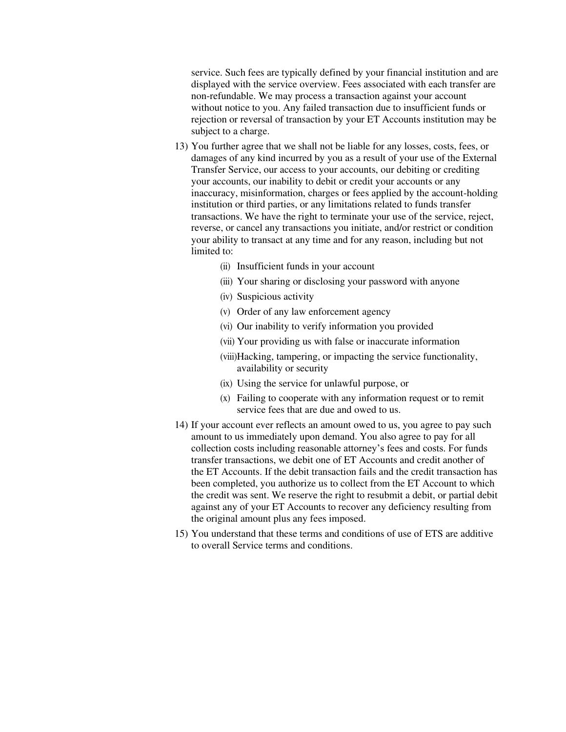service. Such fees are typically defined by your financial institution and are displayed with the service overview. Fees associated with each transfer are non-refundable. We may process a transaction against your account without notice to you. Any failed transaction due to insufficient funds or rejection or reversal of transaction by your ET Accounts institution may be subject to a charge.

13) You further agree that we shall not be liable for any losses, costs, fees, or damages of any kind incurred by you as a result of your use of the External Transfer Service, our access to your accounts, our debiting or crediting your accounts, our inability to debit or credit your accounts or any inaccuracy, misinformation, charges or fees applied by the account-holding institution or third parties, or any limitations related to funds transfer transactions. We have the right to terminate your use of the service, reject, reverse, or cancel any transactions you initiate, and/or restrict or condition your ability to transact at any time and for any reason, including but not limited to:
    - (ii) Insufficient funds in your account
    - (iii) Your sharing or disclosing your password with anyone
    - (iv) Suspicious activity
    - (v) Order of any law enforcement agency
    - (vi) Our inability to verify information you provided
    - (vii) Your providing us with false or inaccurate information
    - (viii) Hacking, tampering, or impacting the service functionality, availability or security
    - (ix) Using the service for unlawful purpose, or
    - (x) Failing to cooperate with any information request or to remit service fees that are due and owed to us.
14) If your account ever reflects an amount owed to us, you agree to pay such amount to us immediately upon demand. You also agree to pay for all collection costs including reasonable attorney's fees and costs. For funds transfer transactions, we debit one of ET Accounts and credit another of the ET Accounts. If the debit transaction fails and the credit transaction has been completed, you authorize us to collect from the ET Account to which the credit was sent. We reserve the right to resubmit a debit, or partial debit against any of your ET Accounts to recover any deficiency resulting from the original amount plus any fees imposed.
15) You understand that these terms and conditions of use of ETS are additive to overall Service terms and conditions.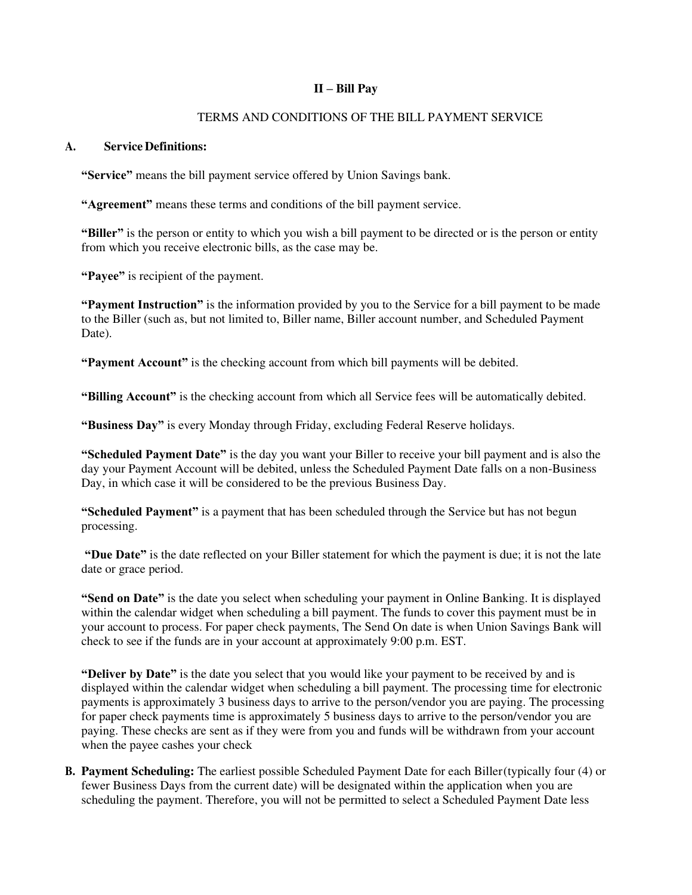## II – Bill Pay

TERMS AND CONDITIONS OF THE BILL PAYMENT SERVICE

### A. Service Definitions:

**"Service"** means the bill payment service offered by Union Savings bank.

**"Agreement"** means these terms and conditions of the bill payment service.

**"Biller"** is the person or entity to which you wish a bill payment to be directed or is the person or entity from which you receive electronic bills, as the case may be.

**"Payee"** is recipient of the payment.

**"Payment Instruction"** is the information provided by you to the Service for a bill payment to be made to the Biller (such as, but not limited to, Biller name, Biller account number, and Scheduled Payment Date).

**"Payment Account"** is the checking account from which bill payments will be debited.

**"Billing Account"** is the checking account from which all Service fees will be automatically debited.

**"Business Day"** is every Monday through Friday, excluding Federal Reserve holidays.

**"Scheduled Payment Date"** is the day you want your Biller to receive your bill payment and is also the day your Payment Account will be debited, unless the Scheduled Payment Date falls on a non-Business Day, in which case it will be considered to be the previous Business Day.

**"Scheduled Payment"** is a payment that has been scheduled through the Service but has not begun processing.

**"Due Date"** is the date reflected on your Biller statement for which the payment is due; it is not the late date or grace period.

**"Send on Date"** is the date you select when scheduling your payment in Online Banking. It is displayed within the calendar widget when scheduling a bill payment. The funds to cover this payment must be in your account to process. For paper check payments, The Send On date is when Union Savings Bank will check to see if the funds are in your account at approximately 9:00 p.m. EST.

**"Deliver by Date"** is the date you select that you would like your payment to be received by and is displayed within the calendar widget when scheduling a bill payment. The processing time for electronic payments is approximately 3 business days to arrive to the person/vendor you are paying. The processing for paper check payments time is approximately 5 business days to arrive to the person/vendor you are paying. These checks are sent as if they were from you and funds will be withdrawn from your account when the payee cashes your check

**B. Payment Scheduling:** The earliest possible Scheduled Payment Date for each Biller(typically four (4) or fewer Business Days from the current date) will be designated within the application when you are scheduling the payment. Therefore, you will not be permitted to select a Scheduled Payment Date less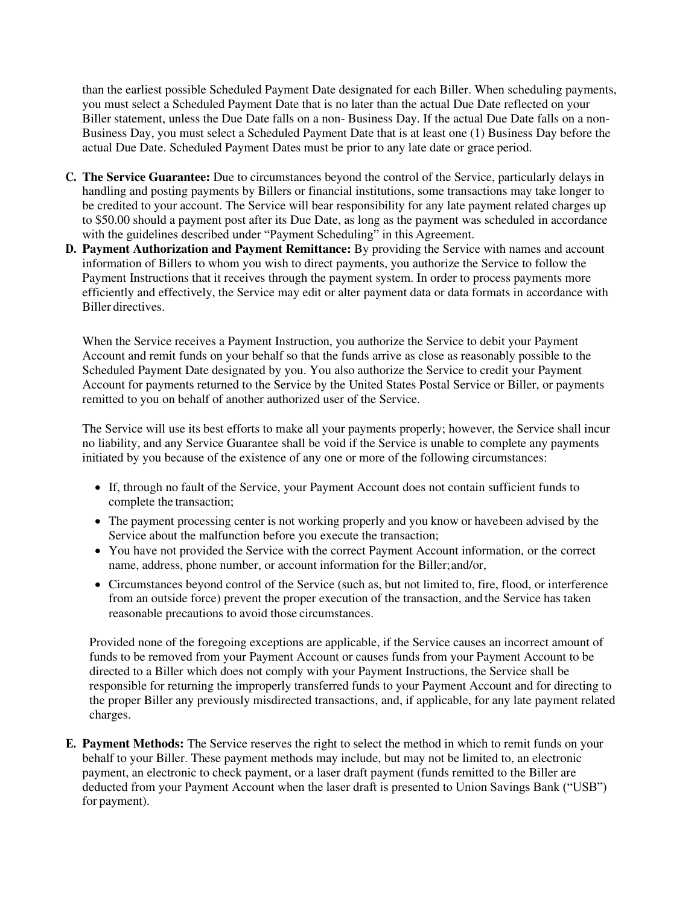than the earliest possible Scheduled Payment Date designated for each Biller. When scheduling payments, you must select a Scheduled Payment Date that is no later than the actual Due Date reflected on your Biller statement, unless the Due Date falls on a non- Business Day. If the actual Due Date falls on a non-Business Day, you must select a Scheduled Payment Date that is at least one (1) Business Day before the actual Due Date. Scheduled Payment Dates must be prior to any late date or grace period.

C. **The Service Guarantee:** Due to circumstances beyond the control of the Service, particularly delays in handling and posting payments by Billers or financial institutions, some transactions may take longer to be credited to your account. The Service will bear responsibility for any late payment related charges up to $50.00 should a payment post after its Due Date, as long as the payment was scheduled in accordance with the guidelines described under "Payment Scheduling" in this Agreement.

D. **Payment Authorization and Payment Remittance:** By providing the Service with names and account information of Billers to whom you wish to direct payments, you authorize the Service to follow the Payment Instructions that it receives through the payment system. In order to process payments more efficiently and effectively, the Service may edit or alter payment data or data formats in accordance with Biller directives.

   When the Service receives a Payment Instruction, you authorize the Service to debit your Payment Account and remit funds on your behalf so that the funds arrive as close as reasonably possible to the Scheduled Payment Date designated by you. You also authorize the Service to credit your Payment Account for payments returned to the Service by the United States Postal Service or Biller, or payments remitted to you on behalf of another authorized user of the Service.

   The Service will use its best efforts to make all your payments properly; however, the Service shall incur no liability, and any Service Guarantee shall be void if the Service is unable to complete any payments initiated by you because of the existence of any one or more of the following circumstances:

   - If, through no fault of the Service, your Payment Account does not contain sufficient funds to complete the transaction;
   - The payment processing center is not working properly and you know or have been advised by the Service about the malfunction before you execute the transaction;
   - You have not provided the Service with the correct Payment Account information, or the correct name, address, phone number, or account information for the Biller; and/or,
   - Circumstances beyond control of the Service (such as, but not limited to, fire, flood, or interference from an outside force) prevent the proper execution of the transaction, and the Service has taken reasonable precautions to avoid those circumstances.

   Provided none of the foregoing exceptions are applicable, if the Service causes an incorrect amount of funds to be removed from your Payment Account or causes funds from your Payment Account to be directed to a Biller which does not comply with your Payment Instructions, the Service shall be responsible for returning the improperly transferred funds to your Payment Account and for directing to the proper Biller any previously misdirected transactions, and, if applicable, for any late payment related charges.

E. **Payment Methods:** The Service reserves the right to select the method in which to remit funds on your behalf to your Biller. These payment methods may include, but may not be limited to, an electronic payment, an electronic to check payment, or a laser draft payment (funds remitted to the Biller are deducted from your Payment Account when the laser draft is presented to Union Savings Bank ("USB") for payment).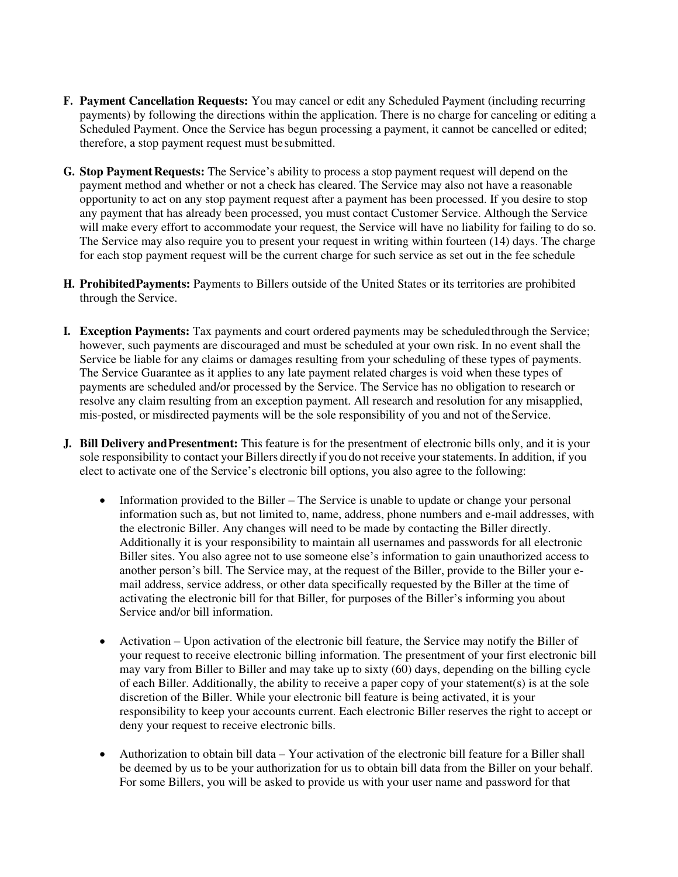F. **Payment Cancellation Requests:** You may cancel or edit any Scheduled Payment (including recurring payments) by following the directions within the application. There is no charge for canceling or editing a Scheduled Payment. Once the Service has begun processing a payment, it cannot be cancelled or edited; therefore, a stop payment request must be submitted.

G. **Stop Payment Requests:** The Service's ability to process a stop payment request will depend on the payment method and whether or not a check has cleared. The Service may also not have a reasonable opportunity to act on any stop payment request after a payment has been processed. If you desire to stop any payment that has already been processed, you must contact Customer Service. Although the Service will make every effort to accommodate your request, the Service will have no liability for failing to do so. The Service may also require you to present your request in writing within fourteen (14) days. The charge for each stop payment request will be the current charge for such service as set out in the fee schedule

H. **Prohibited Payments:** Payments to Billers outside of the United States or its territories are prohibited through the Service.

I. **Exception Payments:** Tax payments and court ordered payments may be scheduled through the Service; however, such payments are discouraged and must be scheduled at your own risk. In no event shall the Service be liable for any claims or damages resulting from your scheduling of these types of payments. The Service Guarantee as it applies to any late payment related charges is void when these types of payments are scheduled and/or processed by the Service. The Service has no obligation to research or resolve any claim resulting from an exception payment. All research and resolution for any misapplied, mis-posted, or misdirected payments will be the sole responsibility of you and not of the Service.

J. **Bill Delivery and Presentment:** This feature is for the presentment of electronic bills only, and it is your sole responsibility to contact your Billers directly if you do not receive your statements. In addition, if you elect to activate one of the Service's electronic bill options, you also agree to the following:

- Information provided to the Biller – The Service is unable to update or change your personal information such as, but not limited to, name, address, phone numbers and e-mail addresses, with the electronic Biller. Any changes will need to be made by contacting the Biller directly. Additionally it is your responsibility to maintain all usernames and passwords for all electronic Biller sites. You also agree not to use someone else's information to gain unauthorized access to another person's bill. The Service may, at the request of the Biller, provide to the Biller your e-mail address, service address, or other data specifically requested by the Biller at the time of activating the electronic bill for that Biller, for purposes of the Biller's informing you about Service and/or bill information.

- Activation – Upon activation of the electronic bill feature, the Service may notify the Biller of your request to receive electronic billing information. The presentment of your first electronic bill may vary from Biller to Biller and may take up to sixty (60) days, depending on the billing cycle of each Biller. Additionally, the ability to receive a paper copy of your statement(s) is at the sole discretion of the Biller. While your electronic bill feature is being activated, it is your responsibility to keep your accounts current. Each electronic Biller reserves the right to accept or deny your request to receive electronic bills.

- Authorization to obtain bill data – Your activation of the electronic bill feature for a Biller shall be deemed by us to be your authorization for us to obtain bill data from the Biller on your behalf. For some Billers, you will be asked to provide us with your user name and password for that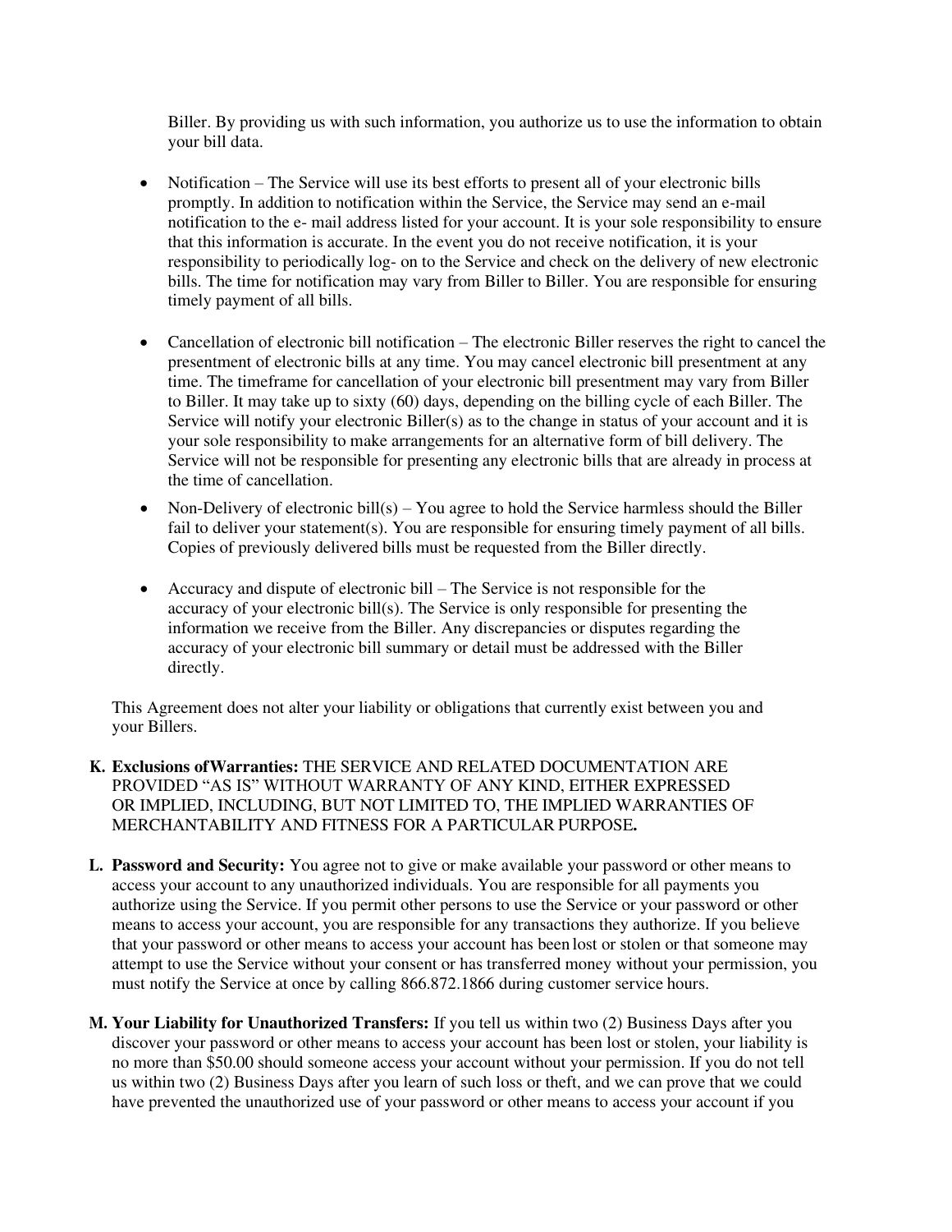Biller. By providing us with such information, you authorize us to use the information to obtain your bill data.

- Notification – The Service will use its best efforts to present all of your electronic bills promptly. In addition to notification within the Service, the Service may send an e-mail notification to the e- mail address listed for your account. It is your sole responsibility to ensure that this information is accurate. In the event you do not receive notification, it is your responsibility to periodically log- on to the Service and check on the delivery of new electronic bills. The time for notification may vary from Biller to Biller. You are responsible for ensuring timely payment of all bills.

- Cancellation of electronic bill notification – The electronic Biller reserves the right to cancel the presentment of electronic bills at any time. You may cancel electronic bill presentment at any time. The timeframe for cancellation of your electronic bill presentment may vary from Biller to Biller. It may take up to sixty (60) days, depending on the billing cycle of each Biller. The Service will notify your electronic Biller(s) as to the change in status of your account and it is your sole responsibility to make arrangements for an alternative form of bill delivery. The Service will not be responsible for presenting any electronic bills that are already in process at the time of cancellation.

- Non-Delivery of electronic bill(s) – You agree to hold the Service harmless should the Biller fail to deliver your statement(s). You are responsible for ensuring timely payment of all bills. Copies of previously delivered bills must be requested from the Biller directly.

- Accuracy and dispute of electronic bill – The Service is not responsible for the accuracy of your electronic bill(s). The Service is only responsible for presenting the information we receive from the Biller. Any discrepancies or disputes regarding the accuracy of your electronic bill summary or detail must be addressed with the Biller directly.

This Agreement does not alter your liability or obligations that currently exist between you and your Billers.

**K. Exclusions ofWarranties:** THE SERVICE AND RELATED DOCUMENTATION ARE PROVIDED "AS IS" WITHOUT WARRANTY OF ANY KIND, EITHER EXPRESSED OR IMPLIED, INCLUDING, BUT NOT LIMITED TO, THE IMPLIED WARRANTIES OF MERCHANTABILITY AND FITNESS FOR A PARTICULAR PURPOSE**.**

**L. Password and Security:** You agree not to give or make available your password or other means to access your account to any unauthorized individuals. You are responsible for all payments you authorize using the Service. If you permit other persons to use the Service or your password or other means to access your account, you are responsible for any transactions they authorize. If you believe that your password or other means to access your account has been lost or stolen or that someone may attempt to use the Service without your consent or has transferred money without your permission, you must notify the Service at once by calling 866.872.1866 during customer service hours.

**M. Your Liability for Unauthorized Transfers:** If you tell us within two (2) Business Days after you discover your password or other means to access your account has been lost or stolen, your liability is no more than $50.00 should someone access your account without your permission. If you do not tell us within two (2) Business Days after you learn of such loss or theft, and we can prove that we could have prevented the unauthorized use of your password or other means to access your account if you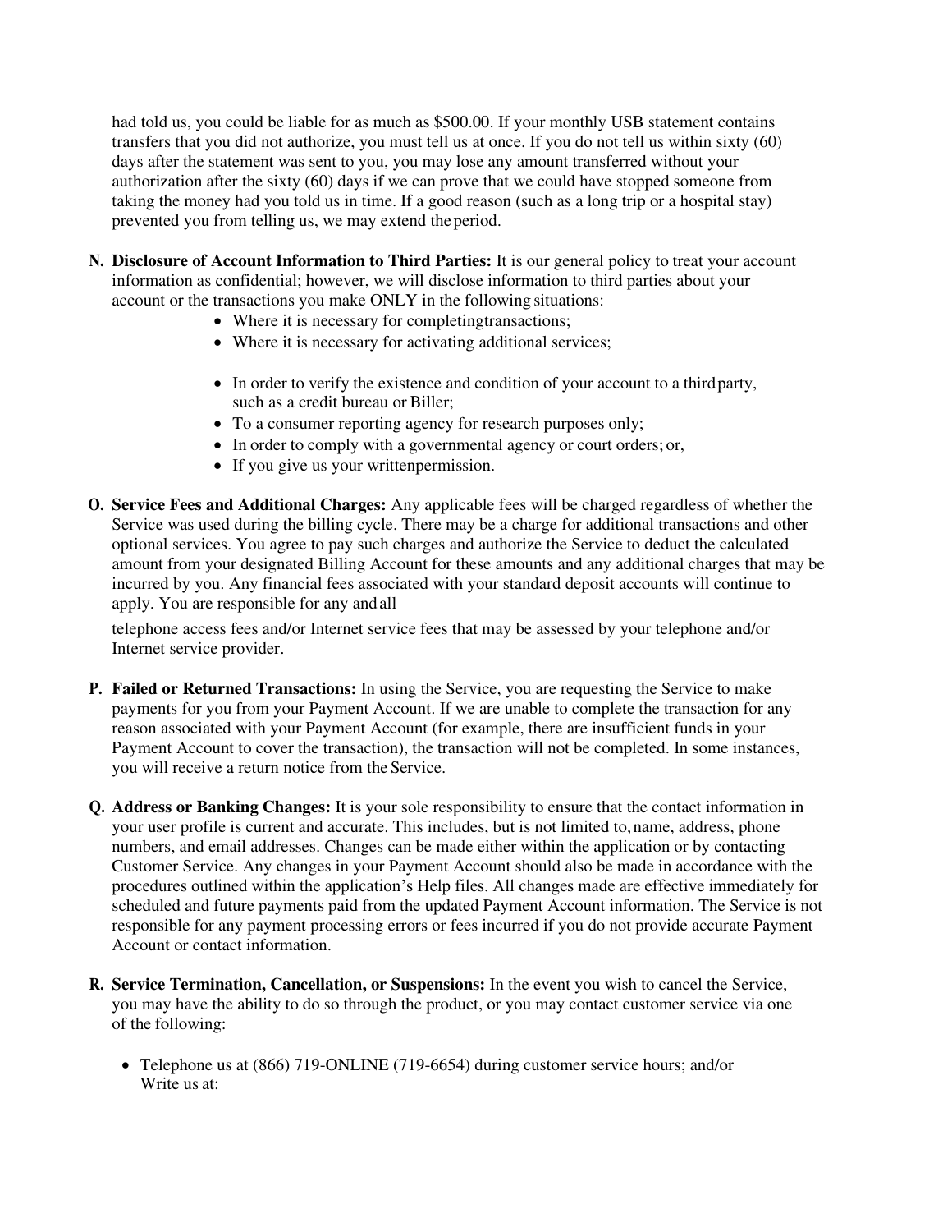had told us, you could be liable for as much as $500.00. If your monthly USB statement contains transfers that you did not authorize, you must tell us at once. If you do not tell us within sixty (60) days after the statement was sent to you, you may lose any amount transferred without your authorization after the sixty (60) days if we can prove that we could have stopped someone from taking the money had you told us in time. If a good reason (such as a long trip or a hospital stay) prevented you from telling us, we may extend the period.

**N. Disclosure of Account Information to Third Parties:** It is our general policy to treat your account information as confidential; however, we will disclose information to third parties about your account or the transactions you make ONLY in the following situations:

- Where it is necessary for completing transactions;
- Where it is necessary for activating additional services;
- In order to verify the existence and condition of your account to a third party, such as a credit bureau or Biller;
- To a consumer reporting agency for research purposes only;
- In order to comply with a governmental agency or court orders; or,
- If you give us your written permission.

**O. Service Fees and Additional Charges:** Any applicable fees will be charged regardless of whether the Service was used during the billing cycle. There may be a charge for additional transactions and other optional services. You agree to pay such charges and authorize the Service to deduct the calculated amount from your designated Billing Account for these amounts and any additional charges that may be incurred by you. Any financial fees associated with your standard deposit accounts will continue to apply. You are responsible for any and all telephone access fees and/or Internet service fees that may be assessed by your telephone and/or Internet service provider.

**P. Failed or Returned Transactions:** In using the Service, you are requesting the Service to make payments for you from your Payment Account. If we are unable to complete the transaction for any reason associated with your Payment Account (for example, there are insufficient funds in your Payment Account to cover the transaction), the transaction will not be completed. In some instances, you will receive a return notice from the Service.

**Q. Address or Banking Changes:** It is your sole responsibility to ensure that the contact information in your user profile is current and accurate. This includes, but is not limited to, name, address, phone numbers, and email addresses. Changes can be made either within the application or by contacting Customer Service. Any changes in your Payment Account should also be made in accordance with the procedures outlined within the application's Help files. All changes made are effective immediately for scheduled and future payments paid from the updated Payment Account information. The Service is not responsible for any payment processing errors or fees incurred if you do not provide accurate Payment Account or contact information.

**R. Service Termination, Cancellation, or Suspensions:** In the event you wish to cancel the Service, you may have the ability to do so through the product, or you may contact customer service via one of the following:

- Telephone us at (866) 719-ONLINE (719-6654) during customer service hours; and/or Write us at: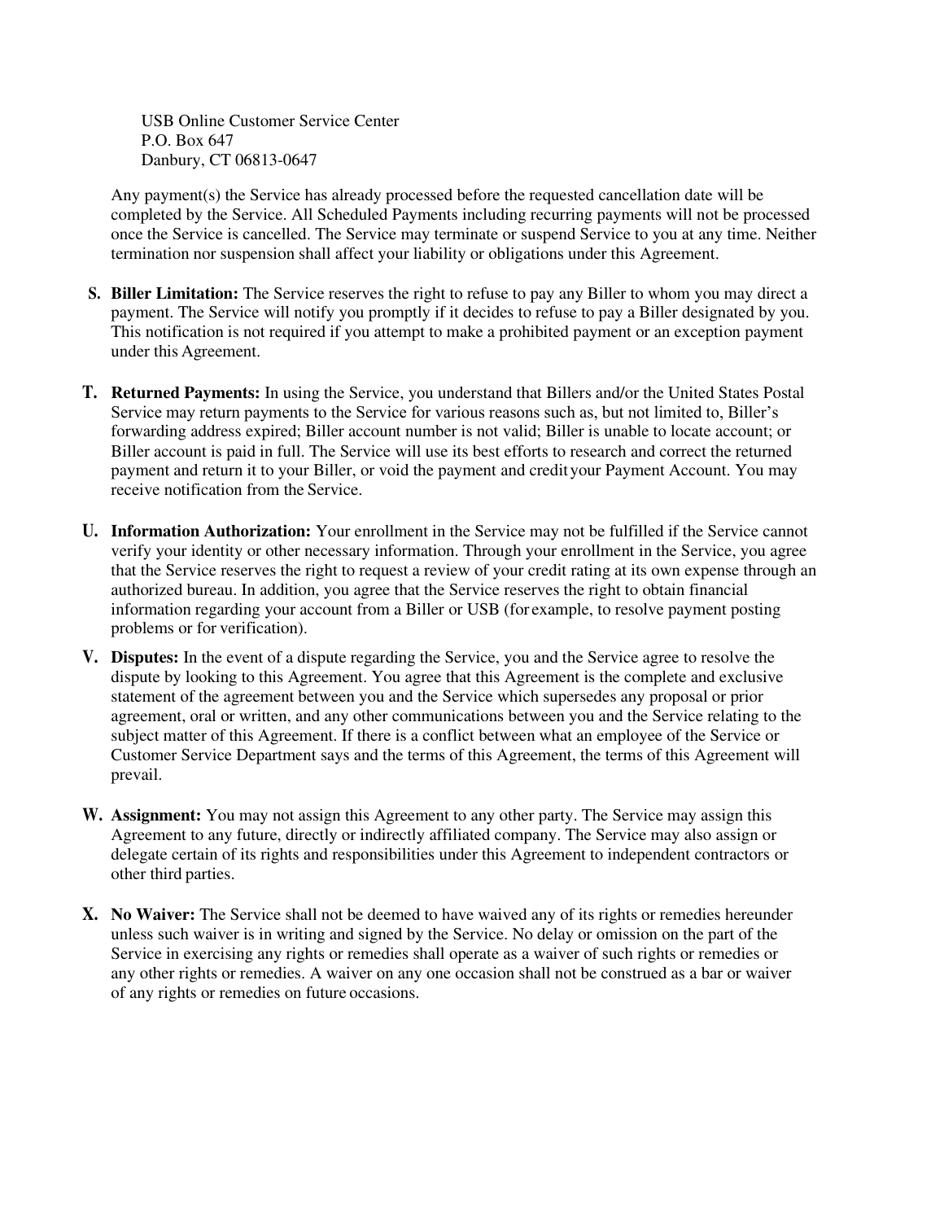USB Online Customer Service Center
P.O. Box 647
Danbury, CT 06813-0647

Any payment(s) the Service has already processed before the requested cancellation date will be completed by the Service. All Scheduled Payments including recurring payments will not be processed once the Service is cancelled. The Service may terminate or suspend Service to you at any time. Neither termination nor suspension shall affect your liability or obligations under this Agreement.

**S. Biller Limitation:** The Service reserves the right to refuse to pay any Biller to whom you may direct a payment. The Service will notify you promptly if it decides to refuse to pay a Biller designated by you. This notification is not required if you attempt to make a prohibited payment or an exception payment under this Agreement.

**T. Returned Payments:** In using the Service, you understand that Billers and/or the United States Postal Service may return payments to the Service for various reasons such as, but not limited to, Biller's forwarding address expired; Biller account number is not valid; Biller is unable to locate account; or Biller account is paid in full. The Service will use its best efforts to research and correct the returned payment and return it to your Biller, or void the payment and credit your Payment Account. You may receive notification from the Service.

**U. Information Authorization:** Your enrollment in the Service may not be fulfilled if the Service cannot verify your identity or other necessary information. Through your enrollment in the Service, you agree that the Service reserves the right to request a review of your credit rating at its own expense through an authorized bureau. In addition, you agree that the Service reserves the right to obtain financial information regarding your account from a Biller or USB (for example, to resolve payment posting problems or for verification).

**V. Disputes:** In the event of a dispute regarding the Service, you and the Service agree to resolve the dispute by looking to this Agreement. You agree that this Agreement is the complete and exclusive statement of the agreement between you and the Service which supersedes any proposal or prior agreement, oral or written, and any other communications between you and the Service relating to the subject matter of this Agreement. If there is a conflict between what an employee of the Service or Customer Service Department says and the terms of this Agreement, the terms of this Agreement will prevail.

**W. Assignment:** You may not assign this Agreement to any other party. The Service may assign this Agreement to any future, directly or indirectly affiliated company. The Service may also assign or delegate certain of its rights and responsibilities under this Agreement to independent contractors or other third parties.

**X. No Waiver:** The Service shall not be deemed to have waived any of its rights or remedies hereunder unless such waiver is in writing and signed by the Service. No delay or omission on the part of the Service in exercising any rights or remedies shall operate as a waiver of such rights or remedies or any other rights or remedies. A waiver on any one occasion shall not be construed as a bar or waiver of any rights or remedies on future occasions.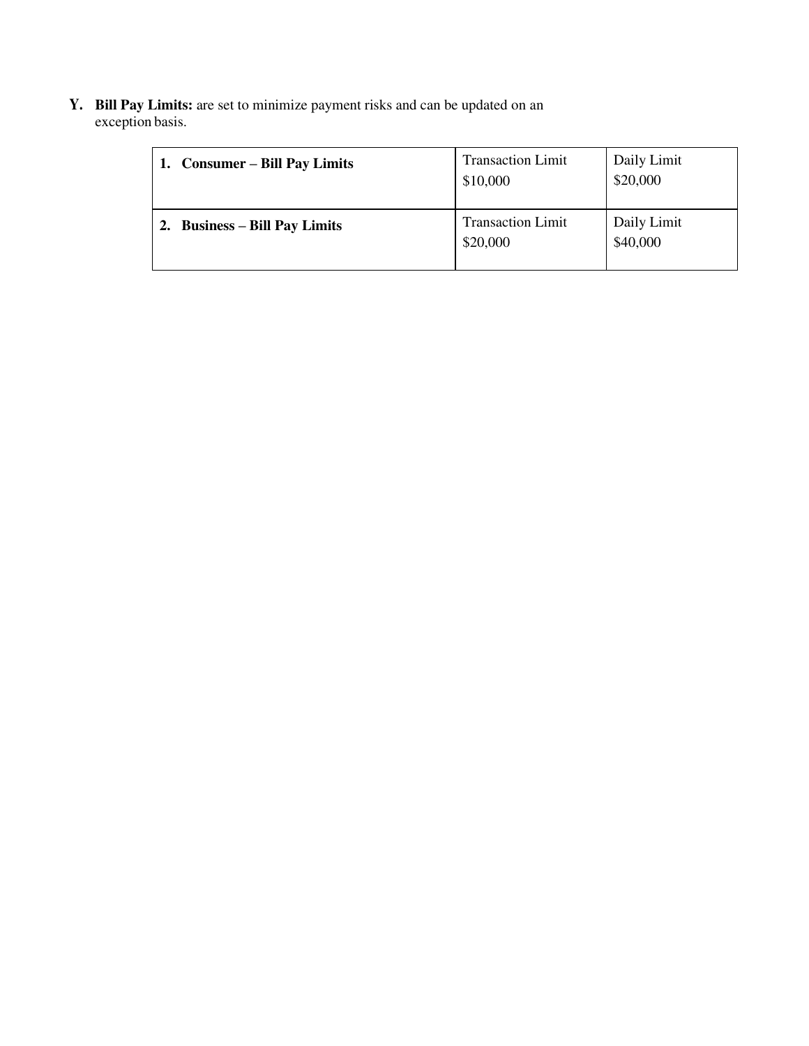**Y. Bill Pay Limits:** are set to minimize payment risks and can be updated on an exception basis.

| | | |
|---|---|---|
| **1. Consumer – Bill Pay Limits** | Transaction Limit<br>$10,000 | Daily Limit<br>$20,000 |
| **2. Business – Bill Pay Limits** | Transaction Limit<br>$20,000 | Daily Limit<br>$40,000 |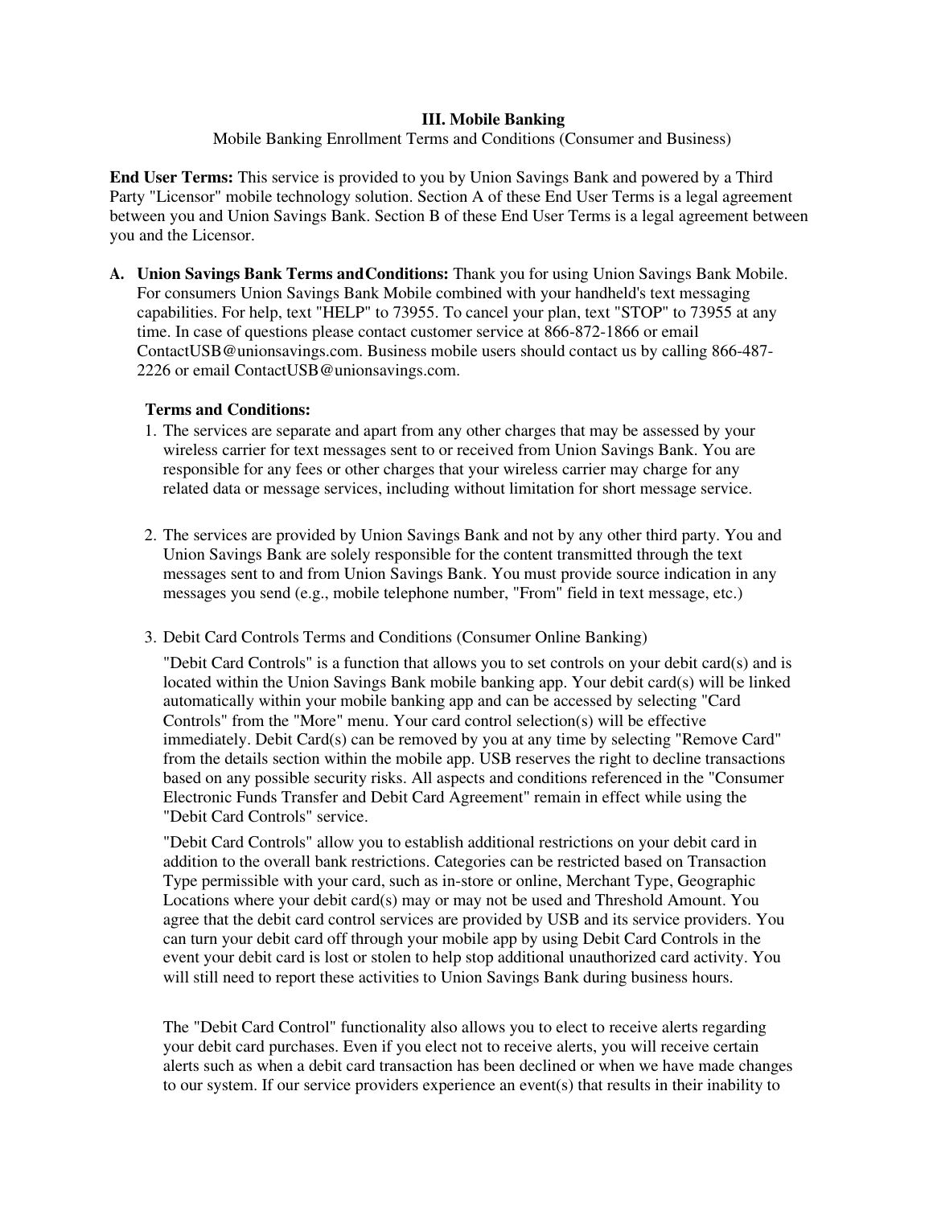## III. Mobile Banking

Mobile Banking Enrollment Terms and Conditions (Consumer and Business)

**End User Terms:** This service is provided to you by Union Savings Bank and powered by a Third Party "Licensor" mobile technology solution. Section A of these End User Terms is a legal agreement between you and Union Savings Bank. Section B of these End User Terms is a legal agreement between you and the Licensor.

**A. Union Savings Bank Terms and Conditions:** Thank you for using Union Savings Bank Mobile. For consumers Union Savings Bank Mobile combined with your handheld's text messaging capabilities. For help, text "HELP" to 73955. To cancel your plan, text "STOP" to 73955 at any time. In case of questions please contact customer service at 866-872-1866 or email ContactUSB@unionsavings.com. Business mobile users should contact us by calling 866-487-2226 or email ContactUSB@unionsavings.com.

**Terms and Conditions:**

1. The services are separate and apart from any other charges that may be assessed by your wireless carrier for text messages sent to or received from Union Savings Bank. You are responsible for any fees or other charges that your wireless carrier may charge for any related data or message services, including without limitation for short message service.

2. The services are provided by Union Savings Bank and not by any other third party. You and Union Savings Bank are solely responsible for the content transmitted through the text messages sent to and from Union Savings Bank. You must provide source indication in any messages you send (e.g., mobile telephone number, "From" field in text message, etc.)

3. Debit Card Controls Terms and Conditions (Consumer Online Banking)

   "Debit Card Controls" is a function that allows you to set controls on your debit card(s) and is located within the Union Savings Bank mobile banking app. Your debit card(s) will be linked automatically within your mobile banking app and can be accessed by selecting "Card Controls" from the "More" menu. Your card control selection(s) will be effective immediately. Debit Card(s) can be removed by you at any time by selecting "Remove Card" from the details section within the mobile app. USB reserves the right to decline transactions based on any possible security risks. All aspects and conditions referenced in the "Consumer Electronic Funds Transfer and Debit Card Agreement" remain in effect while using the "Debit Card Controls" service.

   "Debit Card Controls" allow you to establish additional restrictions on your debit card in addition to the overall bank restrictions. Categories can be restricted based on Transaction Type permissible with your card, such as in-store or online, Merchant Type, Geographic Locations where your debit card(s) may or may not be used and Threshold Amount. You agree that the debit card control services are provided by USB and its service providers. You can turn your debit card off through your mobile app by using Debit Card Controls in the event your debit card is lost or stolen to help stop additional unauthorized card activity. You will still need to report these activities to Union Savings Bank during business hours.

   The "Debit Card Control" functionality also allows you to elect to receive alerts regarding your debit card purchases. Even if you elect not to receive alerts, you will receive certain alerts such as when a debit card transaction has been declined or when we have made changes to our system. If our service providers experience an event(s) that results in their inability to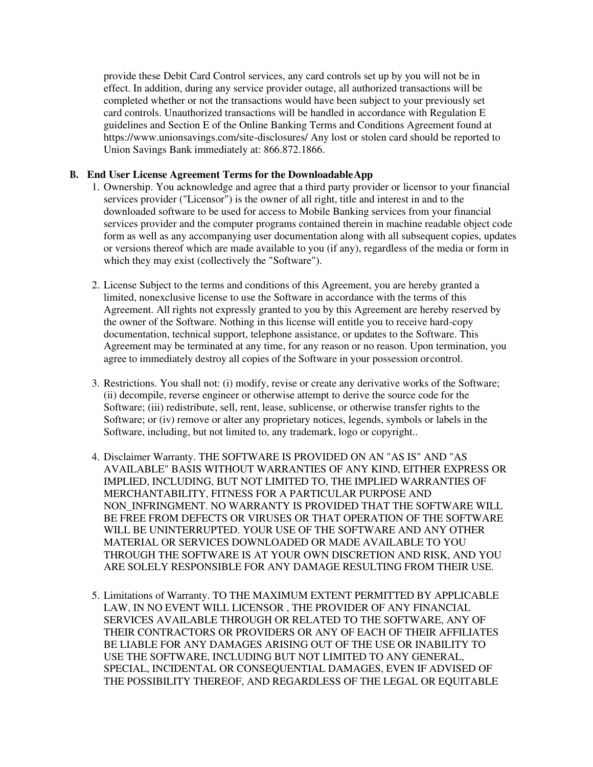provide these Debit Card Control services, any card controls set up by you will not be in effect. In addition, during any service provider outage, all authorized transactions will be completed whether or not the transactions would have been subject to your previously set card controls. Unauthorized transactions will be handled in accordance with Regulation E guidelines and Section E of the Online Banking Terms and Conditions Agreement found at https://www.unionsavings.com/site-disclosures/ Any lost or stolen card should be reported to Union Savings Bank immediately at: 866.872.1866.

**B. End User License Agreement Terms for the Downloadable App**

1. Ownership. You acknowledge and agree that a third party provider or licensor to your financial services provider ("Licensor") is the owner of all right, title and interest in and to the downloaded software to be used for access to Mobile Banking services from your financial services provider and the computer programs contained therein in machine readable object code form as well as any accompanying user documentation along with all subsequent copies, updates or versions thereof which are made available to you (if any), regardless of the media or form in which they may exist (collectively the "Software").

2. License Subject to the terms and conditions of this Agreement, you are hereby granted a limited, nonexclusive license to use the Software in accordance with the terms of this Agreement. All rights not expressly granted to you by this Agreement are hereby reserved by the owner of the Software. Nothing in this license will entitle you to receive hard-copy documentation, technical support, telephone assistance, or updates to the Software. This Agreement may be terminated at any time, for any reason or no reason. Upon termination, you agree to immediately destroy all copies of the Software in your possession orcontrol.

3. Restrictions. You shall not: (i) modify, revise or create any derivative works of the Software; (ii) decompile, reverse engineer or otherwise attempt to derive the source code for the Software; (iii) redistribute, sell, rent, lease, sublicense, or otherwise transfer rights to the Software; or (iv) remove or alter any proprietary notices, legends, symbols or labels in the Software, including, but not limited to, any trademark, logo or copyright..

4. Disclaimer Warranty. THE SOFTWARE IS PROVIDED ON AN "AS IS" AND "AS AVAILABLE" BASIS WITHOUT WARRANTIES OF ANY KIND, EITHER EXPRESS OR IMPLIED, INCLUDING, BUT NOT LIMITED TO, THE IMPLIED WARRANTIES OF MERCHANTABILITY, FITNESS FOR A PARTICULAR PURPOSE AND NON_INFRINGMENT. NO WARRANTY IS PROVIDED THAT THE SOFTWARE WILL BE FREE FROM DEFECTS OR VIRUSES OR THAT OPERATION OF THE SOFTWARE WILL BE UNINTERRUPTED. YOUR USE OF THE SOFTWARE AND ANY OTHER MATERIAL OR SERVICES DOWNLOADED OR MADE AVAILABLE TO YOU THROUGH THE SOFTWARE IS AT YOUR OWN DISCRETION AND RISK, AND YOU ARE SOLELY RESPONSIBLE FOR ANY DAMAGE RESULTING FROM THEIR USE.

5. Limitations of Warranty. TO THE MAXIMUM EXTENT PERMITTED BY APPLICABLE LAW, IN NO EVENT WILL LICENSOR , THE PROVIDER OF ANY FINANCIAL SERVICES AVAILABLE THROUGH OR RELATED TO THE SOFTWARE, ANY OF THEIR CONTRACTORS OR PROVIDERS OR ANY OF EACH OF THEIR AFFILIATES BE LIABLE FOR ANY DAMAGES ARISING OUT OF THE USE OR INABILITY TO USE THE SOFTWARE, INCLUDING BUT NOT LIMITED TO ANY GENERAL, SPECIAL, INCIDENTAL OR CONSEQUENTIAL DAMAGES, EVEN IF ADVISED OF THE POSSIBILITY THEREOF, AND REGARDLESS OF THE LEGAL OR EQUITABLE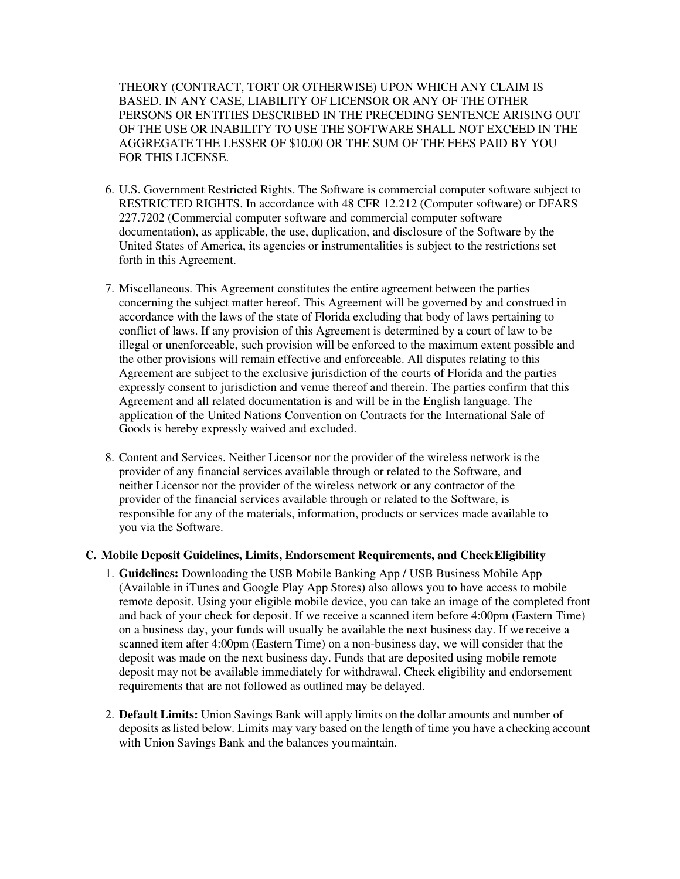THEORY (CONTRACT, TORT OR OTHERWISE) UPON WHICH ANY CLAIM IS BASED. IN ANY CASE, LIABILITY OF LICENSOR OR ANY OF THE OTHER PERSONS OR ENTITIES DESCRIBED IN THE PRECEDING SENTENCE ARISING OUT OF THE USE OR INABILITY TO USE THE SOFTWARE SHALL NOT EXCEED IN THE AGGREGATE THE LESSER OF $10.00 OR THE SUM OF THE FEES PAID BY YOU FOR THIS LICENSE.

6. U.S. Government Restricted Rights. The Software is commercial computer software subject to RESTRICTED RIGHTS. In accordance with 48 CFR 12.212 (Computer software) or DFARS 227.7202 (Commercial computer software and commercial computer software documentation), as applicable, the use, duplication, and disclosure of the Software by the United States of America, its agencies or instrumentalities is subject to the restrictions set forth in this Agreement.

7. Miscellaneous. This Agreement constitutes the entire agreement between the parties concerning the subject matter hereof. This Agreement will be governed by and construed in accordance with the laws of the state of Florida excluding that body of laws pertaining to conflict of laws. If any provision of this Agreement is determined by a court of law to be illegal or unenforceable, such provision will be enforced to the maximum extent possible and the other provisions will remain effective and enforceable. All disputes relating to this Agreement are subject to the exclusive jurisdiction of the courts of Florida and the parties expressly consent to jurisdiction and venue thereof and therein. The parties confirm that this Agreement and all related documentation is and will be in the English language. The application of the United Nations Convention on Contracts for the International Sale of Goods is hereby expressly waived and excluded.

8. Content and Services. Neither Licensor nor the provider of the wireless network is the provider of any financial services available through or related to the Software, and neither Licensor nor the provider of the wireless network or any contractor of the provider of the financial services available through or related to the Software, is responsible for any of the materials, information, products or services made available to you via the Software.

### C. Mobile Deposit Guidelines, Limits, Endorsement Requirements, and Check Eligibility

1. **Guidelines:** Downloading the USB Mobile Banking App / USB Business Mobile App (Available in iTunes and Google Play App Stores) also allows you to have access to mobile remote deposit. Using your eligible mobile device, you can take an image of the completed front and back of your check for deposit. If we receive a scanned item before 4:00pm (Eastern Time) on a business day, your funds will usually be available the next business day. If we receive a scanned item after 4:00pm (Eastern Time) on a non-business day, we will consider that the deposit was made on the next business day. Funds that are deposited using mobile remote deposit may not be available immediately for withdrawal. Check eligibility and endorsement requirements that are not followed as outlined may be delayed.

2. **Default Limits:** Union Savings Bank will apply limits on the dollar amounts and number of deposits as listed below. Limits may vary based on the length of time you have a checking account with Union Savings Bank and the balances you maintain.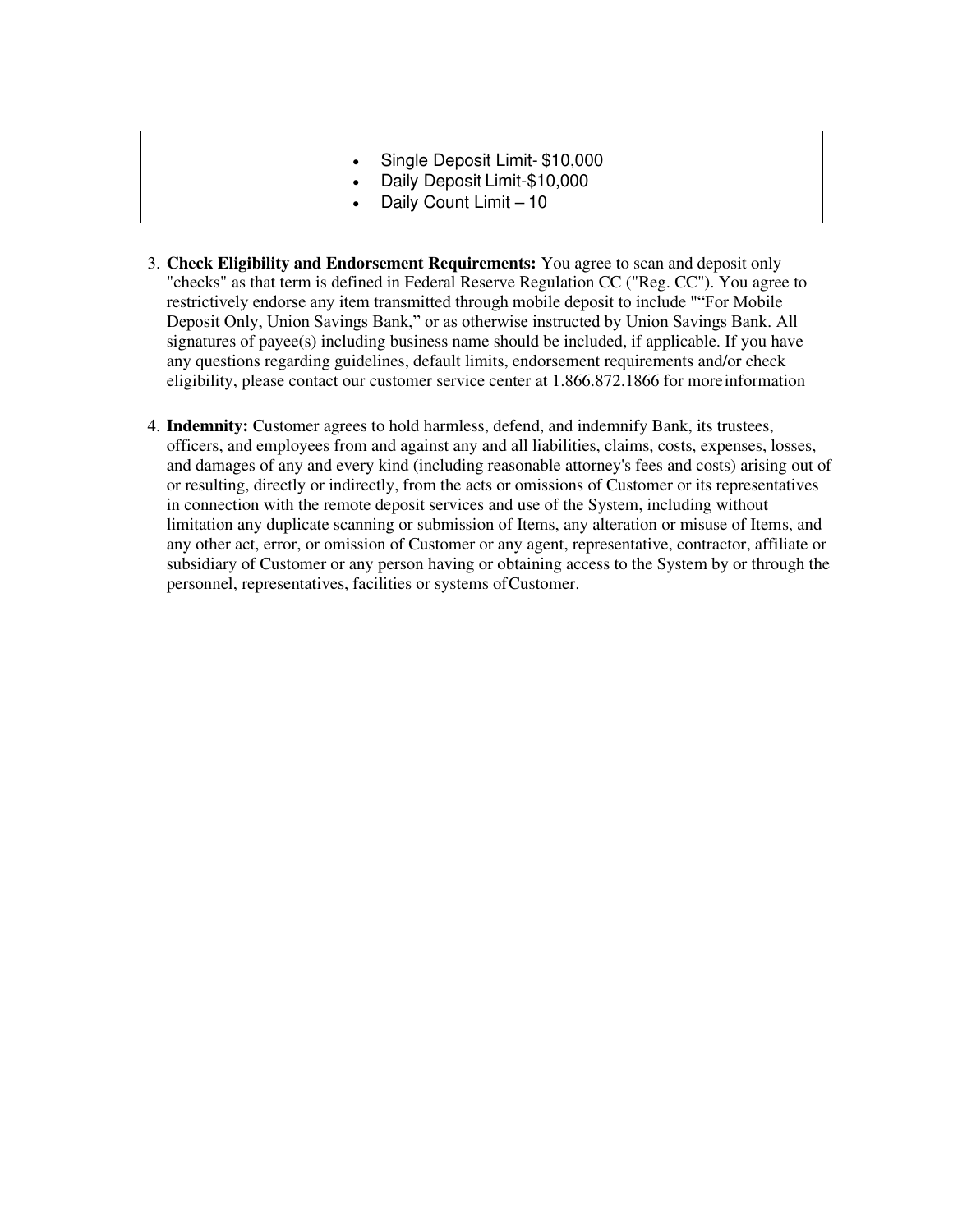- Single Deposit Limit- $10,000
- Daily Deposit Limit-$10,000
- Daily Count Limit – 10

3. **Check Eligibility and Endorsement Requirements:** You agree to scan and deposit only "checks" as that term is defined in Federal Reserve Regulation CC ("Reg. CC"). You agree to restrictively endorse any item transmitted through mobile deposit to include "“For Mobile Deposit Only, Union Savings Bank,” or as otherwise instructed by Union Savings Bank. All signatures of payee(s) including business name should be included, if applicable. If you have any questions regarding guidelines, default limits, endorsement requirements and/or check eligibility, please contact our customer service center at 1.866.872.1866 for more information

4. **Indemnity:** Customer agrees to hold harmless, defend, and indemnify Bank, its trustees, officers, and employees from and against any and all liabilities, claims, costs, expenses, losses, and damages of any and every kind (including reasonable attorney's fees and costs) arising out of or resulting, directly or indirectly, from the acts or omissions of Customer or its representatives in connection with the remote deposit services and use of the System, including without limitation any duplicate scanning or submission of Items, any alteration or misuse of Items, and any other act, error, or omission of Customer or any agent, representative, contractor, affiliate or subsidiary of Customer or any person having or obtaining access to the System by or through the personnel, representatives, facilities or systems of Customer.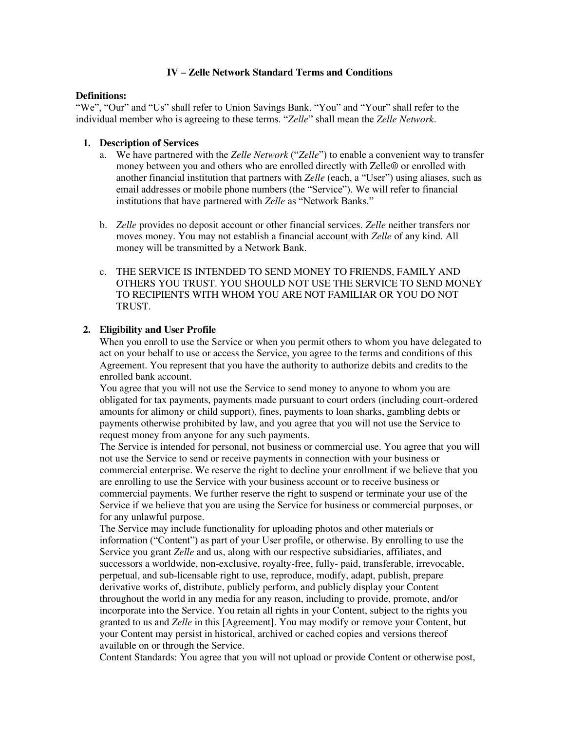# IV – Zelle Network Standard Terms and Conditions

**Definitions:**
"We", "Our" and "Us" shall refer to Union Savings Bank. "You" and "Your" shall refer to the individual member who is agreeing to these terms. "*Zelle*" shall mean the *Zelle Network*.

1. **Description of Services**
   a. We have partnered with the *Zelle Network* ("*Zelle*") to enable a convenient way to transfer money between you and others who are enrolled directly with Zelle® or enrolled with another financial institution that partners with *Zelle* (each, a "User") using aliases, such as email addresses or mobile phone numbers (the "Service"). We will refer to financial institutions that have partnered with *Zelle* as "Network Banks."

   b. *Zelle* provides no deposit account or other financial services. *Zelle* neither transfers nor moves money. You may not establish a financial account with *Zelle* of any kind. All money will be transmitted by a Network Bank.

   c. THE SERVICE IS INTENDED TO SEND MONEY TO FRIENDS, FAMILY AND OTHERS YOU TRUST. YOU SHOULD NOT USE THE SERVICE TO SEND MONEY TO RECIPIENTS WITH WHOM YOU ARE NOT FAMILIAR OR YOU DO NOT TRUST.

2. **Eligibility and User Profile**
   When you enroll to use the Service or when you permit others to whom you have delegated to act on your behalf to use or access the Service, you agree to the terms and conditions of this Agreement. You represent that you have the authority to authorize debits and credits to the enrolled bank account.
   You agree that you will not use the Service to send money to anyone to whom you are obligated for tax payments, payments made pursuant to court orders (including court-ordered amounts for alimony or child support), fines, payments to loan sharks, gambling debts or payments otherwise prohibited by law, and you agree that you will not use the Service to request money from anyone for any such payments.
   The Service is intended for personal, not business or commercial use. You agree that you will not use the Service to send or receive payments in connection with your business or commercial enterprise. We reserve the right to decline your enrollment if we believe that you are enrolling to use the Service with your business account or to receive business or commercial payments. We further reserve the right to suspend or terminate your use of the Service if we believe that you are using the Service for business or commercial purposes, or for any unlawful purpose.
   The Service may include functionality for uploading photos and other materials or information ("Content") as part of your User profile, or otherwise. By enrolling to use the Service you grant *Zelle* and us, along with our respective subsidiaries, affiliates, and successors a worldwide, non-exclusive, royalty-free, fully- paid, transferable, irrevocable, perpetual, and sub-licensable right to use, reproduce, modify, adapt, publish, prepare derivative works of, distribute, publicly perform, and publicly display your Content throughout the world in any media for any reason, including to provide, promote, and/or incorporate into the Service. You retain all rights in your Content, subject to the rights you granted to us and *Zelle* in this [Agreement]. You may modify or remove your Content, but your Content may persist in historical, archived or cached copies and versions thereof available on or through the Service.
   Content Standards: You agree that you will not upload or provide Content or otherwise post,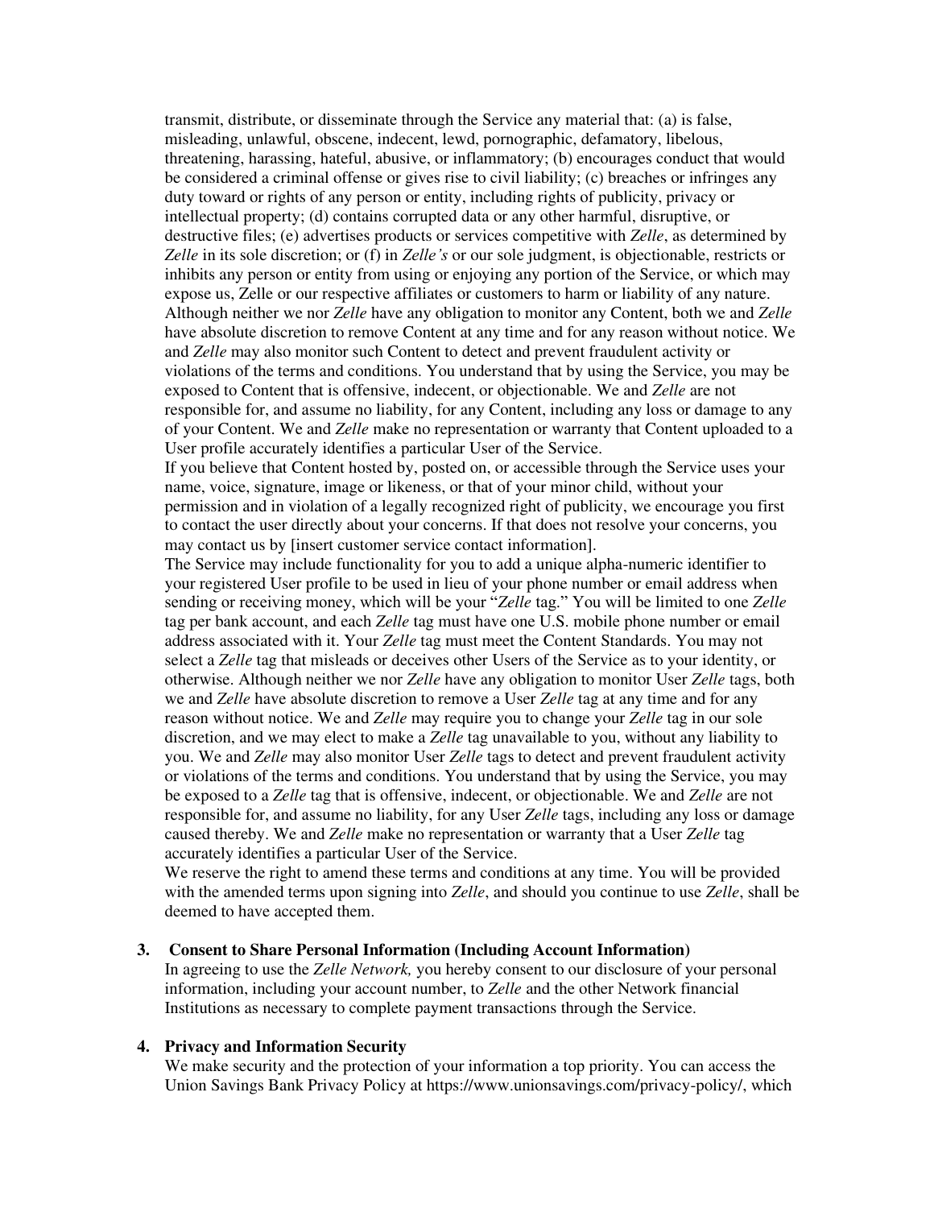transmit, distribute, or disseminate through the Service any material that: (a) is false, misleading, unlawful, obscene, indecent, lewd, pornographic, defamatory, libelous, threatening, harassing, hateful, abusive, or inflammatory; (b) encourages conduct that would be considered a criminal offense or gives rise to civil liability; (c) breaches or infringes any duty toward or rights of any person or entity, including rights of publicity, privacy or intellectual property; (d) contains corrupted data or any other harmful, disruptive, or destructive files; (e) advertises products or services competitive with *Zelle*, as determined by *Zelle* in its sole discretion; or (f) in *Zelle's* or our sole judgment, is objectionable, restricts or inhibits any person or entity from using or enjoying any portion of the Service, or which may expose us, Zelle or our respective affiliates or customers to harm or liability of any nature. Although neither we nor *Zelle* have any obligation to monitor any Content, both we and *Zelle* have absolute discretion to remove Content at any time and for any reason without notice. We and *Zelle* may also monitor such Content to detect and prevent fraudulent activity or violations of the terms and conditions. You understand that by using the Service, you may be exposed to Content that is offensive, indecent, or objectionable. We and *Zelle* are not responsible for, and assume no liability, for any Content, including any loss or damage to any of your Content. We and *Zelle* make no representation or warranty that Content uploaded to a User profile accurately identifies a particular User of the Service.

If you believe that Content hosted by, posted on, or accessible through the Service uses your name, voice, signature, image or likeness, or that of your minor child, without your permission and in violation of a legally recognized right of publicity, we encourage you first to contact the user directly about your concerns. If that does not resolve your concerns, you may contact us by [insert customer service contact information].

The Service may include functionality for you to add a unique alpha-numeric identifier to your registered User profile to be used in lieu of your phone number or email address when sending or receiving money, which will be your "*Zelle* tag." You will be limited to one *Zelle* tag per bank account, and each *Zelle* tag must have one U.S. mobile phone number or email address associated with it. Your *Zelle* tag must meet the Content Standards. You may not select a *Zelle* tag that misleads or deceives other Users of the Service as to your identity, or otherwise. Although neither we nor *Zelle* have any obligation to monitor User *Zelle* tags, both we and *Zelle* have absolute discretion to remove a User *Zelle* tag at any time and for any reason without notice. We and *Zelle* may require you to change your *Zelle* tag in our sole discretion, and we may elect to make a *Zelle* tag unavailable to you, without any liability to you. We and *Zelle* may also monitor User *Zelle* tags to detect and prevent fraudulent activity or violations of the terms and conditions. You understand that by using the Service, you may be exposed to a *Zelle* tag that is offensive, indecent, or objectionable. We and *Zelle* are not responsible for, and assume no liability, for any User *Zelle* tags, including any loss or damage caused thereby. We and *Zelle* make no representation or warranty that a User *Zelle* tag accurately identifies a particular User of the Service.

We reserve the right to amend these terms and conditions at any time. You will be provided with the amended terms upon signing into *Zelle*, and should you continue to use *Zelle*, shall be deemed to have accepted them.

3. **Consent to Share Personal Information (Including Account Information)**

   In agreeing to use the *Zelle Network,* you hereby consent to our disclosure of your personal information, including your account number, to *Zelle* and the other Network financial Institutions as necessary to complete payment transactions through the Service.

4. **Privacy and Information Security**

   We make security and the protection of your information a top priority. You can access the Union Savings Bank Privacy Policy at https://www.unionsavings.com/privacy-policy/, which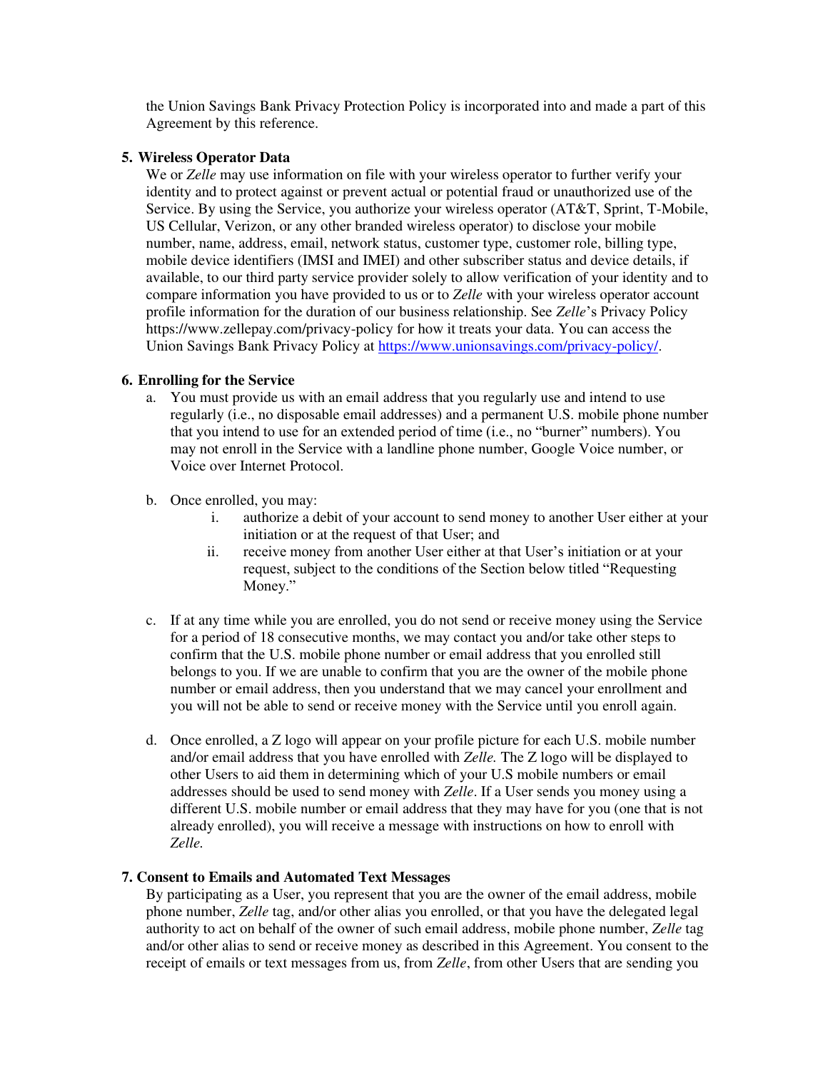the Union Savings Bank Privacy Protection Policy is incorporated into and made a part of this Agreement by this reference.

**5. Wireless Operator Data**

We or *Zelle* may use information on file with your wireless operator to further verify your identity and to protect against or prevent actual or potential fraud or unauthorized use of the Service. By using the Service, you authorize your wireless operator (AT&T, Sprint, T-Mobile, US Cellular, Verizon, or any other branded wireless operator) to disclose your mobile number, name, address, email, network status, customer type, customer role, billing type, mobile device identifiers (IMSI and IMEI) and other subscriber status and device details, if available, to our third party service provider solely to allow verification of your identity and to compare information you have provided to us or to *Zelle* with your wireless operator account profile information for the duration of our business relationship. See *Zelle*'s Privacy Policy https://www.zellepay.com/privacy-policy for how it treats your data. You can access the Union Savings Bank Privacy Policy at https://www.unionsavings.com/privacy-policy/.

**6. Enrolling for the Service**

a. You must provide us with an email address that you regularly use and intend to use regularly (i.e., no disposable email addresses) and a permanent U.S. mobile phone number that you intend to use for an extended period of time (i.e., no "burner" numbers). You may not enroll in the Service with a landline phone number, Google Voice number, or Voice over Internet Protocol.

b. Once enrolled, you may:

   i. authorize a debit of your account to send money to another User either at your initiation or at the request of that User; and

   ii. receive money from another User either at that User's initiation or at your request, subject to the conditions of the Section below titled "Requesting Money."

c. If at any time while you are enrolled, you do not send or receive money using the Service for a period of 18 consecutive months, we may contact you and/or take other steps to confirm that the U.S. mobile phone number or email address that you enrolled still belongs to you. If we are unable to confirm that you are the owner of the mobile phone number or email address, then you understand that we may cancel your enrollment and you will not be able to send or receive money with the Service until you enroll again.

d. Once enrolled, a Z logo will appear on your profile picture for each U.S. mobile number and/or email address that you have enrolled with *Zelle.* The Z logo will be displayed to other Users to aid them in determining which of your U.S mobile numbers or email addresses should be used to send money with *Zelle*. If a User sends you money using a different U.S. mobile number or email address that they may have for you (one that is not already enrolled), you will receive a message with instructions on how to enroll with *Zelle.*

**7. Consent to Emails and Automated Text Messages**

By participating as a User, you represent that you are the owner of the email address, mobile phone number, *Zelle* tag, and/or other alias you enrolled, or that you have the delegated legal authority to act on behalf of the owner of such email address, mobile phone number, *Zelle* tag and/or other alias to send or receive money as described in this Agreement. You consent to the receipt of emails or text messages from us, from *Zelle*, from other Users that are sending you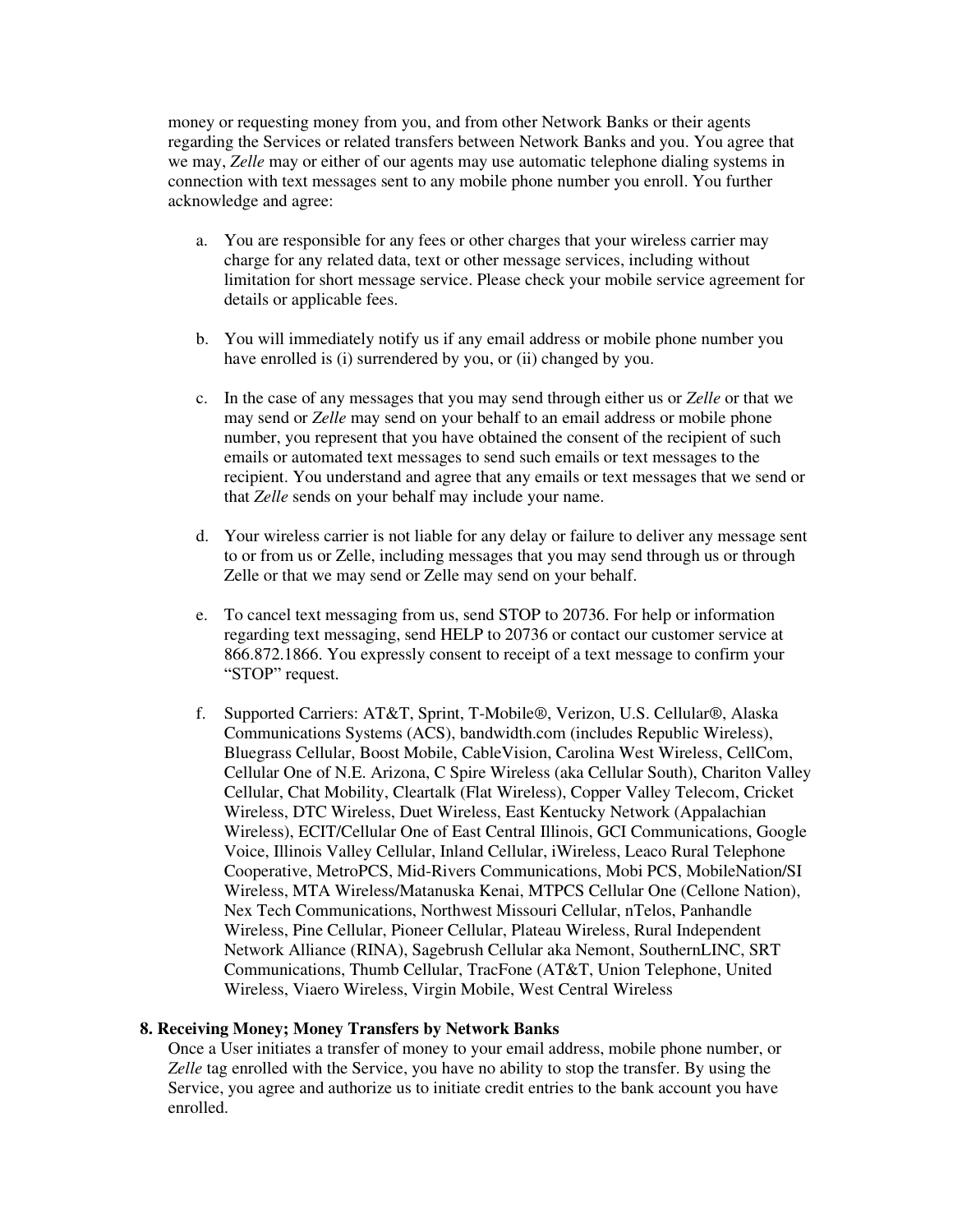money or requesting money from you, and from other Network Banks or their agents regarding the Services or related transfers between Network Banks and you. You agree that we may, *Zelle* may or either of our agents may use automatic telephone dialing systems in connection with text messages sent to any mobile phone number you enroll. You further acknowledge and agree:

a. You are responsible for any fees or other charges that your wireless carrier may charge for any related data, text or other message services, including without limitation for short message service. Please check your mobile service agreement for details or applicable fees.

b. You will immediately notify us if any email address or mobile phone number you have enrolled is (i) surrendered by you, or (ii) changed by you.

c. In the case of any messages that you may send through either us or *Zelle* or that we may send or *Zelle* may send on your behalf to an email address or mobile phone number, you represent that you have obtained the consent of the recipient of such emails or automated text messages to send such emails or text messages to the recipient. You understand and agree that any emails or text messages that we send or that *Zelle* sends on your behalf may include your name.

d. Your wireless carrier is not liable for any delay or failure to deliver any message sent to or from us or Zelle, including messages that you may send through us or through Zelle or that we may send or Zelle may send on your behalf.

e. To cancel text messaging from us, send STOP to 20736. For help or information regarding text messaging, send HELP to 20736 or contact our customer service at 866.872.1866. You expressly consent to receipt of a text message to confirm your "STOP" request.

f. Supported Carriers: AT&T, Sprint, T-Mobile®, Verizon, U.S. Cellular®, Alaska Communications Systems (ACS), bandwidth.com (includes Republic Wireless), Bluegrass Cellular, Boost Mobile, CableVision, Carolina West Wireless, CellCom, Cellular One of N.E. Arizona, C Spire Wireless (aka Cellular South), Chariton Valley Cellular, Chat Mobility, Cleartalk (Flat Wireless), Copper Valley Telecom, Cricket Wireless, DTC Wireless, Duet Wireless, East Kentucky Network (Appalachian Wireless), ECIT/Cellular One of East Central Illinois, GCI Communications, Google Voice, Illinois Valley Cellular, Inland Cellular, iWireless, Leaco Rural Telephone Cooperative, MetroPCS, Mid-Rivers Communications, Mobi PCS, MobileNation/SI Wireless, MTA Wireless/Matanuska Kenai, MTPCS Cellular One (Cellone Nation), Nex Tech Communications, Northwest Missouri Cellular, nTelos, Panhandle Wireless, Pine Cellular, Pioneer Cellular, Plateau Wireless, Rural Independent Network Alliance (RINA), Sagebrush Cellular aka Nemont, SouthernLINC, SRT Communications, Thumb Cellular, TracFone (AT&T, Union Telephone, United Wireless, Viaero Wireless, Virgin Mobile, West Central Wireless

**8. Receiving Money; Money Transfers by Network Banks**

Once a User initiates a transfer of money to your email address, mobile phone number, or *Zelle* tag enrolled with the Service, you have no ability to stop the transfer. By using the Service, you agree and authorize us to initiate credit entries to the bank account you have enrolled.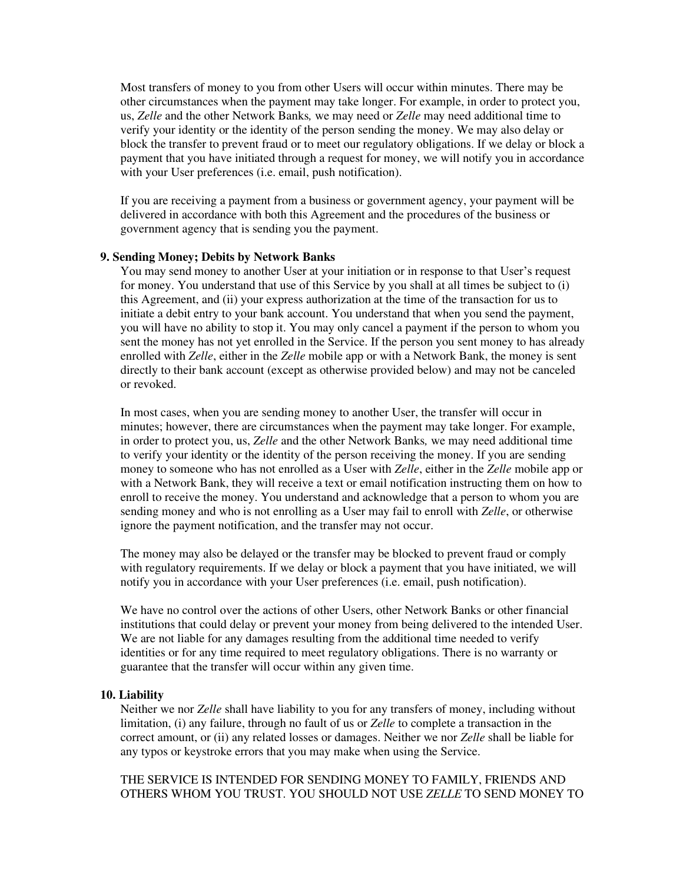Most transfers of money to you from other Users will occur within minutes. There may be other circumstances when the payment may take longer. For example, in order to protect you, us, *Zelle* and the other Network Banks*,* we may need or *Zelle* may need additional time to verify your identity or the identity of the person sending the money. We may also delay or block the transfer to prevent fraud or to meet our regulatory obligations. If we delay or block a payment that you have initiated through a request for money, we will notify you in accordance with your User preferences (i.e. email, push notification).

If you are receiving a payment from a business or government agency, your payment will be delivered in accordance with both this Agreement and the procedures of the business or government agency that is sending you the payment.

**9. Sending Money; Debits by Network Banks**

You may send money to another User at your initiation or in response to that User's request for money. You understand that use of this Service by you shall at all times be subject to (i) this Agreement, and (ii) your express authorization at the time of the transaction for us to initiate a debit entry to your bank account. You understand that when you send the payment, you will have no ability to stop it. You may only cancel a payment if the person to whom you sent the money has not yet enrolled in the Service. If the person you sent money to has already enrolled with *Zelle*, either in the *Zelle* mobile app or with a Network Bank, the money is sent directly to their bank account (except as otherwise provided below) and may not be canceled or revoked.

In most cases, when you are sending money to another User, the transfer will occur in minutes; however, there are circumstances when the payment may take longer. For example, in order to protect you, us, *Zelle* and the other Network Banks*,* we may need additional time to verify your identity or the identity of the person receiving the money. If you are sending money to someone who has not enrolled as a User with *Zelle*, either in the *Zelle* mobile app or with a Network Bank, they will receive a text or email notification instructing them on how to enroll to receive the money. You understand and acknowledge that a person to whom you are sending money and who is not enrolling as a User may fail to enroll with *Zelle*, or otherwise ignore the payment notification, and the transfer may not occur.

The money may also be delayed or the transfer may be blocked to prevent fraud or comply with regulatory requirements. If we delay or block a payment that you have initiated, we will notify you in accordance with your User preferences (i.e. email, push notification).

We have no control over the actions of other Users, other Network Banks or other financial institutions that could delay or prevent your money from being delivered to the intended User. We are not liable for any damages resulting from the additional time needed to verify identities or for any time required to meet regulatory obligations. There is no warranty or guarantee that the transfer will occur within any given time.

**10. Liability**

Neither we nor *Zelle* shall have liability to you for any transfers of money, including without limitation, (i) any failure, through no fault of us or *Zelle* to complete a transaction in the correct amount, or (ii) any related losses or damages. Neither we nor *Zelle* shall be liable for any typos or keystroke errors that you may make when using the Service.

THE SERVICE IS INTENDED FOR SENDING MONEY TO FAMILY, FRIENDS AND OTHERS WHOM YOU TRUST. YOU SHOULD NOT USE *ZELLE* TO SEND MONEY TO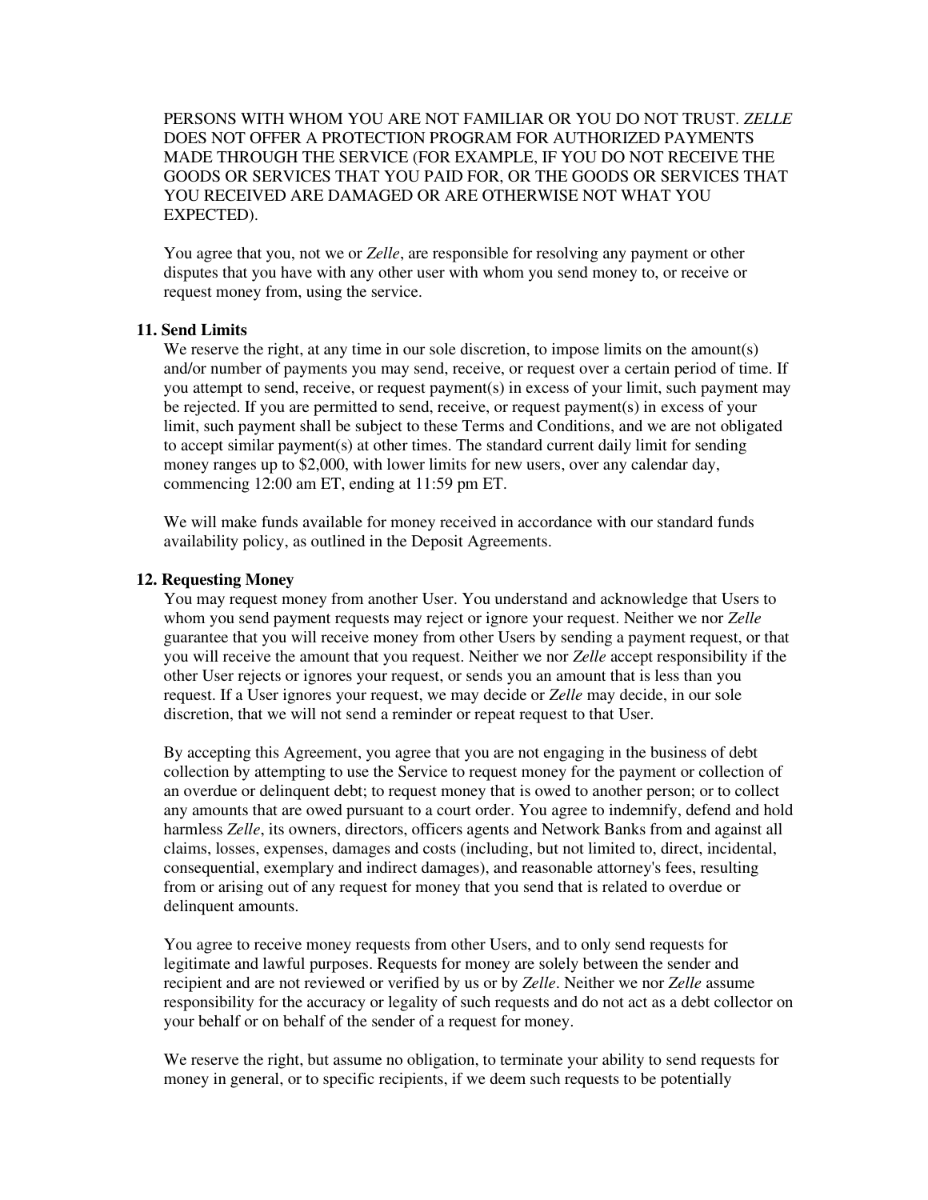PERSONS WITH WHOM YOU ARE NOT FAMILIAR OR YOU DO NOT TRUST. *ZELLE* DOES NOT OFFER A PROTECTION PROGRAM FOR AUTHORIZED PAYMENTS MADE THROUGH THE SERVICE (FOR EXAMPLE, IF YOU DO NOT RECEIVE THE GOODS OR SERVICES THAT YOU PAID FOR, OR THE GOODS OR SERVICES THAT YOU RECEIVED ARE DAMAGED OR ARE OTHERWISE NOT WHAT YOU EXPECTED).

You agree that you, not we or *Zelle*, are responsible for resolving any payment or other disputes that you have with any other user with whom you send money to, or receive or request money from, using the service.

**11. Send Limits**

We reserve the right, at any time in our sole discretion, to impose limits on the amount(s) and/or number of payments you may send, receive, or request over a certain period of time. If you attempt to send, receive, or request payment(s) in excess of your limit, such payment may be rejected. If you are permitted to send, receive, or request payment(s) in excess of your limit, such payment shall be subject to these Terms and Conditions, and we are not obligated to accept similar payment(s) at other times. The standard current daily limit for sending money ranges up to $2,000, with lower limits for new users, over any calendar day, commencing 12:00 am ET, ending at 11:59 pm ET.

We will make funds available for money received in accordance with our standard funds availability policy, as outlined in the Deposit Agreements.

**12. Requesting Money**

You may request money from another User. You understand and acknowledge that Users to whom you send payment requests may reject or ignore your request. Neither we nor *Zelle* guarantee that you will receive money from other Users by sending a payment request, or that you will receive the amount that you request. Neither we nor *Zelle* accept responsibility if the other User rejects or ignores your request, or sends you an amount that is less than you request. If a User ignores your request, we may decide or *Zelle* may decide, in our sole discretion, that we will not send a reminder or repeat request to that User.

By accepting this Agreement, you agree that you are not engaging in the business of debt collection by attempting to use the Service to request money for the payment or collection of an overdue or delinquent debt; to request money that is owed to another person; or to collect any amounts that are owed pursuant to a court order. You agree to indemnify, defend and hold harmless *Zelle*, its owners, directors, officers agents and Network Banks from and against all claims, losses, expenses, damages and costs (including, but not limited to, direct, incidental, consequential, exemplary and indirect damages), and reasonable attorney's fees, resulting from or arising out of any request for money that you send that is related to overdue or delinquent amounts.

You agree to receive money requests from other Users, and to only send requests for legitimate and lawful purposes. Requests for money are solely between the sender and recipient and are not reviewed or verified by us or by *Zelle*. Neither we nor *Zelle* assume responsibility for the accuracy or legality of such requests and do not act as a debt collector on your behalf or on behalf of the sender of a request for money.

We reserve the right, but assume no obligation, to terminate your ability to send requests for money in general, or to specific recipients, if we deem such requests to be potentially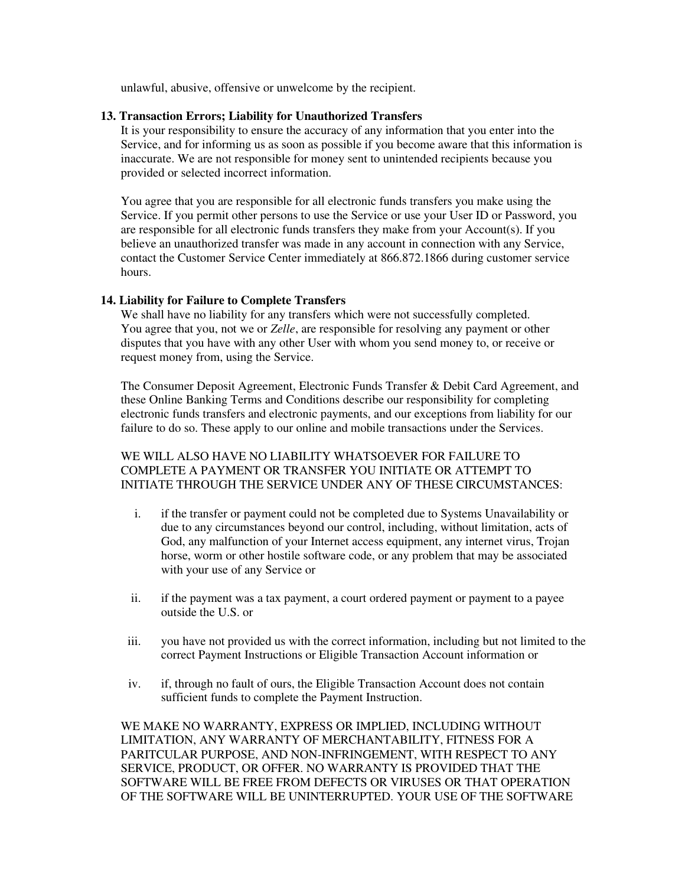unlawful, abusive, offensive or unwelcome by the recipient.

**13. Transaction Errors; Liability for Unauthorized Transfers**

It is your responsibility to ensure the accuracy of any information that you enter into the Service, and for informing us as soon as possible if you become aware that this information is inaccurate. We are not responsible for money sent to unintended recipients because you provided or selected incorrect information.

You agree that you are responsible for all electronic funds transfers you make using the Service. If you permit other persons to use the Service or use your User ID or Password, you are responsible for all electronic funds transfers they make from your Account(s). If you believe an unauthorized transfer was made in any account in connection with any Service, contact the Customer Service Center immediately at 866.872.1866 during customer service hours.

**14. Liability for Failure to Complete Transfers**

We shall have no liability for any transfers which were not successfully completed. You agree that you, not we or *Zelle*, are responsible for resolving any payment or other disputes that you have with any other User with whom you send money to, or receive or request money from, using the Service.

The Consumer Deposit Agreement, Electronic Funds Transfer & Debit Card Agreement, and these Online Banking Terms and Conditions describe our responsibility for completing electronic funds transfers and electronic payments, and our exceptions from liability for our failure to do so. These apply to our online and mobile transactions under the Services.

WE WILL ALSO HAVE NO LIABILITY WHATSOEVER FOR FAILURE TO COMPLETE A PAYMENT OR TRANSFER YOU INITIATE OR ATTEMPT TO INITIATE THROUGH THE SERVICE UNDER ANY OF THESE CIRCUMSTANCES:

i. if the transfer or payment could not be completed due to Systems Unavailability or due to any circumstances beyond our control, including, without limitation, acts of God, any malfunction of your Internet access equipment, any internet virus, Trojan horse, worm or other hostile software code, or any problem that may be associated with your use of any Service or

ii. if the payment was a tax payment, a court ordered payment or payment to a payee outside the U.S. or

iii. you have not provided us with the correct information, including but not limited to the correct Payment Instructions or Eligible Transaction Account information or

iv. if, through no fault of ours, the Eligible Transaction Account does not contain sufficient funds to complete the Payment Instruction.

WE MAKE NO WARRANTY, EXPRESS OR IMPLIED, INCLUDING WITHOUT LIMITATION, ANY WARRANTY OF MERCHANTABILITY, FITNESS FOR A PARITCULAR PURPOSE, AND NON-INFRINGEMENT, WITH RESPECT TO ANY SERVICE, PRODUCT, OR OFFER. NO WARRANTY IS PROVIDED THAT THE SOFTWARE WILL BE FREE FROM DEFECTS OR VIRUSES OR THAT OPERATION OF THE SOFTWARE WILL BE UNINTERRUPTED. YOUR USE OF THE SOFTWARE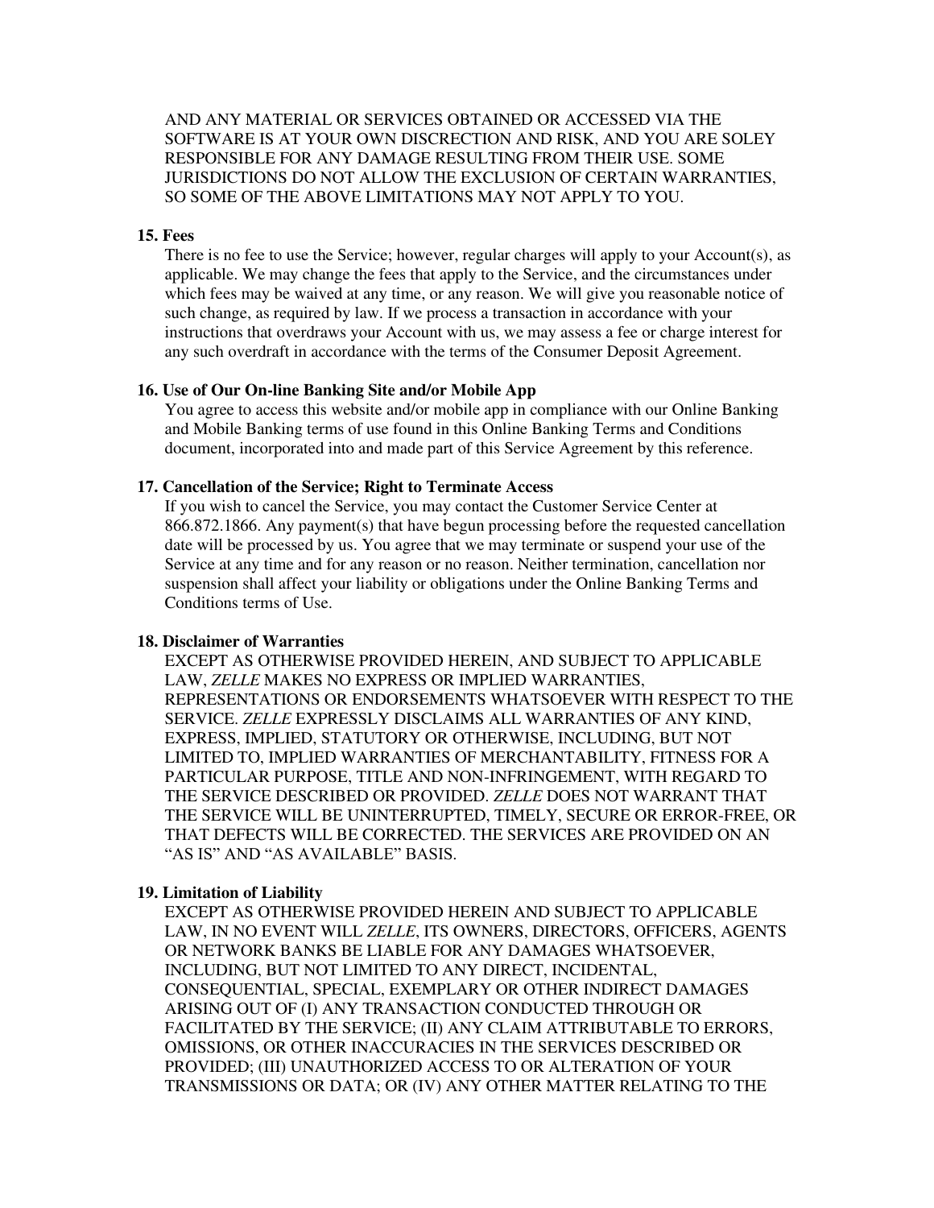AND ANY MATERIAL OR SERVICES OBTAINED OR ACCESSED VIA THE SOFTWARE IS AT YOUR OWN DISCRECTION AND RISK, AND YOU ARE SOLEY RESPONSIBLE FOR ANY DAMAGE RESULTING FROM THEIR USE. SOME JURISDICTIONS DO NOT ALLOW THE EXCLUSION OF CERTAIN WARRANTIES, SO SOME OF THE ABOVE LIMITATIONS MAY NOT APPLY TO YOU.

**15. Fees**

There is no fee to use the Service; however, regular charges will apply to your Account(s), as applicable. We may change the fees that apply to the Service, and the circumstances under which fees may be waived at any time, or any reason. We will give you reasonable notice of such change, as required by law. If we process a transaction in accordance with your instructions that overdraws your Account with us, we may assess a fee or charge interest for any such overdraft in accordance with the terms of the Consumer Deposit Agreement.

**16. Use of Our On-line Banking Site and/or Mobile App**

You agree to access this website and/or mobile app in compliance with our Online Banking and Mobile Banking terms of use found in this Online Banking Terms and Conditions document, incorporated into and made part of this Service Agreement by this reference.

**17. Cancellation of the Service; Right to Terminate Access**

If you wish to cancel the Service, you may contact the Customer Service Center at 866.872.1866. Any payment(s) that have begun processing before the requested cancellation date will be processed by us. You agree that we may terminate or suspend your use of the Service at any time and for any reason or no reason. Neither termination, cancellation nor suspension shall affect your liability or obligations under the Online Banking Terms and Conditions terms of Use.

**18. Disclaimer of Warranties**

EXCEPT AS OTHERWISE PROVIDED HEREIN, AND SUBJECT TO APPLICABLE LAW, *ZELLE* MAKES NO EXPRESS OR IMPLIED WARRANTIES, REPRESENTATIONS OR ENDORSEMENTS WHATSOEVER WITH RESPECT TO THE SERVICE. *ZELLE* EXPRESSLY DISCLAIMS ALL WARRANTIES OF ANY KIND, EXPRESS, IMPLIED, STATUTORY OR OTHERWISE, INCLUDING, BUT NOT LIMITED TO, IMPLIED WARRANTIES OF MERCHANTABILITY, FITNESS FOR A PARTICULAR PURPOSE, TITLE AND NON-INFRINGEMENT, WITH REGARD TO THE SERVICE DESCRIBED OR PROVIDED. *ZELLE* DOES NOT WARRANT THAT THE SERVICE WILL BE UNINTERRUPTED, TIMELY, SECURE OR ERROR-FREE, OR THAT DEFECTS WILL BE CORRECTED. THE SERVICES ARE PROVIDED ON AN "AS IS" AND "AS AVAILABLE" BASIS.

**19. Limitation of Liability**

EXCEPT AS OTHERWISE PROVIDED HEREIN AND SUBJECT TO APPLICABLE LAW, IN NO EVENT WILL *ZELLE*, ITS OWNERS, DIRECTORS, OFFICERS, AGENTS OR NETWORK BANKS BE LIABLE FOR ANY DAMAGES WHATSOEVER, INCLUDING, BUT NOT LIMITED TO ANY DIRECT, INCIDENTAL, CONSEQUENTIAL, SPECIAL, EXEMPLARY OR OTHER INDIRECT DAMAGES ARISING OUT OF (I) ANY TRANSACTION CONDUCTED THROUGH OR FACILITATED BY THE SERVICE; (II) ANY CLAIM ATTRIBUTABLE TO ERRORS, OMISSIONS, OR OTHER INACCURACIES IN THE SERVICES DESCRIBED OR PROVIDED; (III) UNAUTHORIZED ACCESS TO OR ALTERATION OF YOUR TRANSMISSIONS OR DATA; OR (IV) ANY OTHER MATTER RELATING TO THE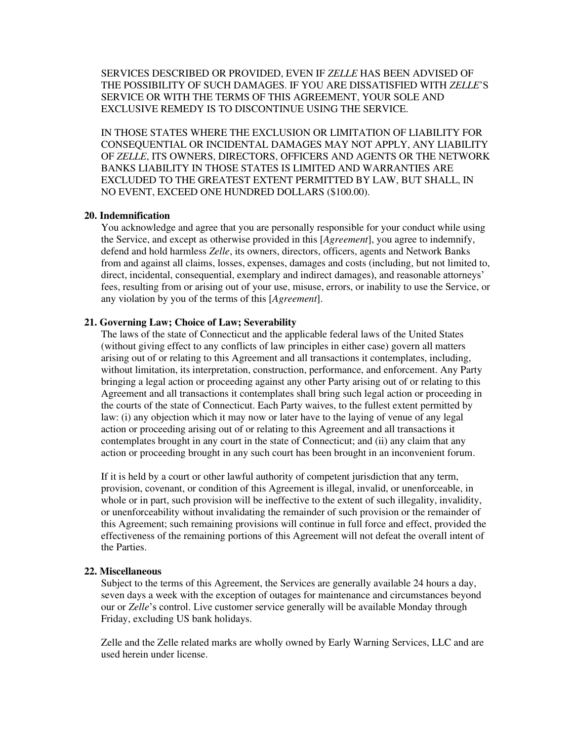SERVICES DESCRIBED OR PROVIDED, EVEN IF *ZELLE* HAS BEEN ADVISED OF THE POSSIBILITY OF SUCH DAMAGES. IF YOU ARE DISSATISFIED WITH *ZELLE*'S SERVICE OR WITH THE TERMS OF THIS AGREEMENT, YOUR SOLE AND EXCLUSIVE REMEDY IS TO DISCONTINUE USING THE SERVICE.

IN THOSE STATES WHERE THE EXCLUSION OR LIMITATION OF LIABILITY FOR CONSEQUENTIAL OR INCIDENTAL DAMAGES MAY NOT APPLY, ANY LIABILITY OF *ZELLE*, ITS OWNERS, DIRECTORS, OFFICERS AND AGENTS OR THE NETWORK BANKS LIABILITY IN THOSE STATES IS LIMITED AND WARRANTIES ARE EXCLUDED TO THE GREATEST EXTENT PERMITTED BY LAW, BUT SHALL, IN NO EVENT, EXCEED ONE HUNDRED DOLLARS ($100.00).

**20. Indemnification**

You acknowledge and agree that you are personally responsible for your conduct while using the Service, and except as otherwise provided in this [*Agreement*], you agree to indemnify, defend and hold harmless *Zelle*, its owners, directors, officers, agents and Network Banks from and against all claims, losses, expenses, damages and costs (including, but not limited to, direct, incidental, consequential, exemplary and indirect damages), and reasonable attorneys' fees, resulting from or arising out of your use, misuse, errors, or inability to use the Service, or any violation by you of the terms of this [*Agreement*].

**21. Governing Law; Choice of Law; Severability**

The laws of the state of Connecticut and the applicable federal laws of the United States (without giving effect to any conflicts of law principles in either case) govern all matters arising out of or relating to this Agreement and all transactions it contemplates, including, without limitation, its interpretation, construction, performance, and enforcement. Any Party bringing a legal action or proceeding against any other Party arising out of or relating to this Agreement and all transactions it contemplates shall bring such legal action or proceeding in the courts of the state of Connecticut. Each Party waives, to the fullest extent permitted by law: (i) any objection which it may now or later have to the laying of venue of any legal action or proceeding arising out of or relating to this Agreement and all transactions it contemplates brought in any court in the state of Connecticut; and (ii) any claim that any action or proceeding brought in any such court has been brought in an inconvenient forum.

If it is held by a court or other lawful authority of competent jurisdiction that any term, provision, covenant, or condition of this Agreement is illegal, invalid, or unenforceable, in whole or in part, such provision will be ineffective to the extent of such illegality, invalidity, or unenforceability without invalidating the remainder of such provision or the remainder of this Agreement; such remaining provisions will continue in full force and effect, provided the effectiveness of the remaining portions of this Agreement will not defeat the overall intent of the Parties.

**22. Miscellaneous**

Subject to the terms of this Agreement, the Services are generally available 24 hours a day, seven days a week with the exception of outages for maintenance and circumstances beyond our or *Zelle*'s control. Live customer service generally will be available Monday through Friday, excluding US bank holidays.

Zelle and the Zelle related marks are wholly owned by Early Warning Services, LLC and are used herein under license.